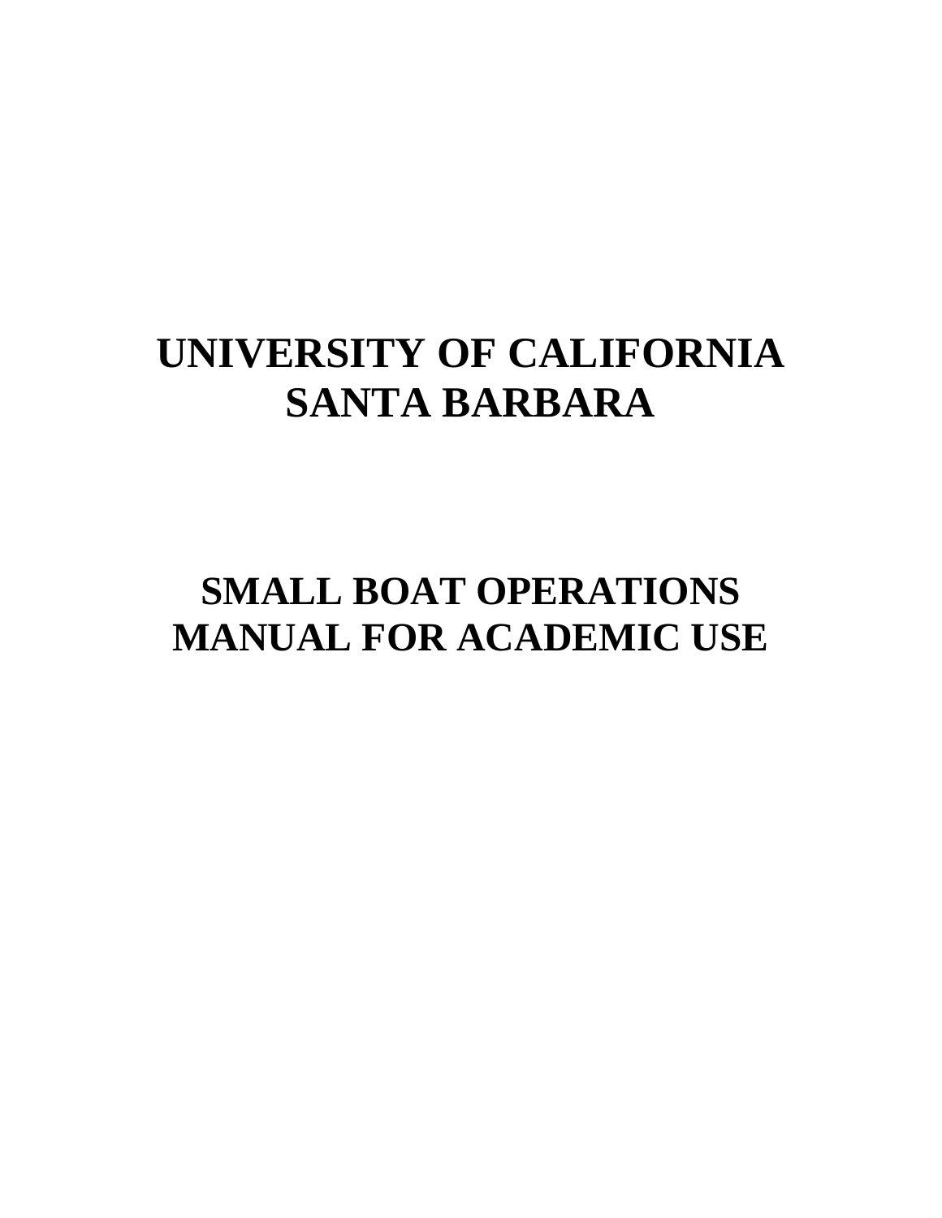# UNIVERSITY OF CALIFORNIA SANTA BARBARA

# SMALL BOAT OPERATIONS MANUAL FOR ACADEMIC USE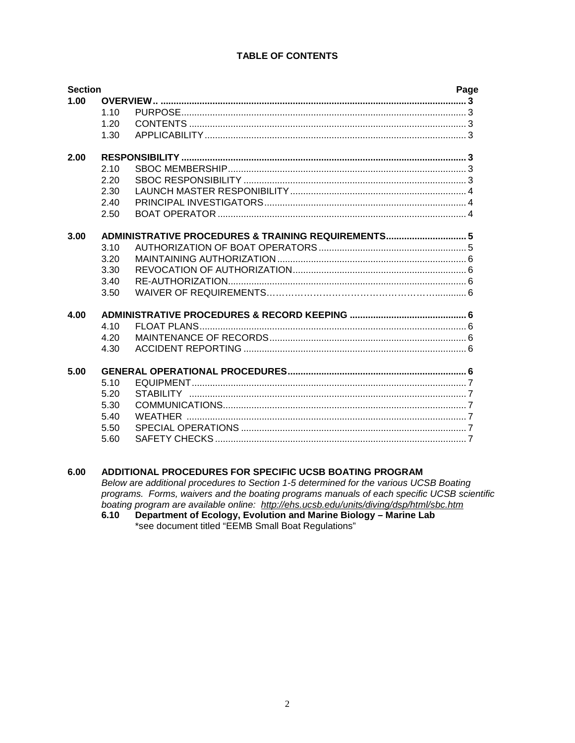## TABLE OF CONTENTS

| Section | | | Page |
|---|---|---|---|
| **1.00** | **OVERVIEW..** | | **3** |
| | 1.10 | PURPOSE | 3 |
| | 1.20 | CONTENTS | 3 |
| | 1.30 | APPLICABILITY | 3 |
| **2.00** | **RESPONSIBILITY** | | **3** |
| | 2.10 | SBOC MEMBERSHIP | 3 |
| | 2.20 | SBOC RESPONSIBILITY | 3 |
| | 2.30 | LAUNCH MASTER RESPONIBILITY | 4 |
| | 2.40 | PRINCIPAL INVESTIGATORS | 4 |
| | 2.50 | BOAT OPERATOR | 4 |
| **3.00** | **ADMINISTRATIVE PROCEDURES & TRAINING REQUIREMENTS** | | **5** |
| | 3.10 | AUTHORIZATION OF BOAT OPERATORS | 5 |
| | 3.20 | MAINTAINING AUTHORIZATION | 6 |
| | 3.30 | REVOCATION OF AUTHORIZATION | 6 |
| | 3.40 | RE-AUTHORIZATION | 6 |
| | 3.50 | WAIVER OF REQUIREMENTS | 6 |
| **4.00** | **ADMINISTRATIVE PROCEDURES & RECORD KEEPING** | | **6** |
| | 4.10 | FLOAT PLANS | 6 |
| | 4.20 | MAINTENANCE OF RECORDS | 6 |
| | 4.30 | ACCIDENT REPORTING | 6 |
| **5.00** | **GENERAL OPERATIONAL PROCEDURES** | | **6** |
| | 5.10 | EQUIPMENT | 7 |
| | 5.20 | STABILITY | 7 |
| | 5.30 | COMMUNICATIONS | 7 |
| | 5.40 | WEATHER | 7 |
| | 5.50 | SPECIAL OPERATIONS | 7 |
| | 5.60 | SAFETY CHECKS | 7 |

**6.00 ADDITIONAL PROCEDURES FOR SPECIFIC UCSB BOATING PROGRAM**

*Below are additional procedures to Section 1-5 determined for the various UCSB Boating programs. Forms, waivers and the boating programs manuals of each specific UCSB scientific boating program are available online: http://ehs.ucsb.edu/units/diving/dsp/html/sbc.htm*

**6.10 Department of Ecology, Evolution and Marine Biology – Marine Lab**

\*see document titled "EEMB Small Boat Regulations"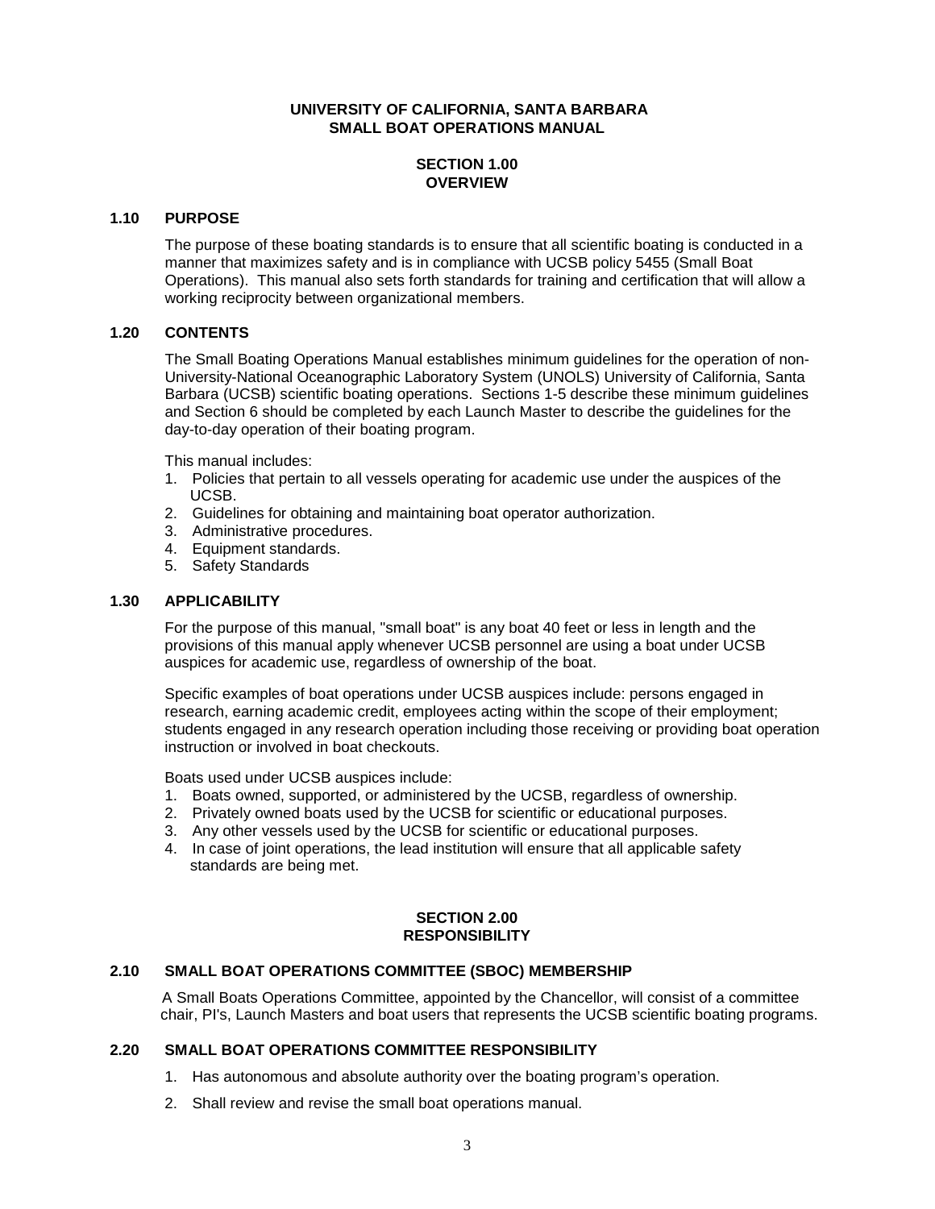# UNIVERSITY OF CALIFORNIA, SANTA BARBARA
# SMALL BOAT OPERATIONS MANUAL

## SECTION 1.00
## OVERVIEW

### 1.10 PURPOSE

The purpose of these boating standards is to ensure that all scientific boating is conducted in a manner that maximizes safety and is in compliance with UCSB policy 5455 (Small Boat Operations). This manual also sets forth standards for training and certification that will allow a working reciprocity between organizational members.

### 1.20 CONTENTS

The Small Boating Operations Manual establishes minimum guidelines for the operation of non-University-National Oceanographic Laboratory System (UNOLS) University of California, Santa Barbara (UCSB) scientific boating operations. Sections 1-5 describe these minimum guidelines and Section 6 should be completed by each Launch Master to describe the guidelines for the day-to-day operation of their boating program.

This manual includes:

1. Policies that pertain to all vessels operating for academic use under the auspices of the UCSB.
2. Guidelines for obtaining and maintaining boat operator authorization.
3. Administrative procedures.
4. Equipment standards.
5. Safety Standards

### 1.30 APPLICABILITY

For the purpose of this manual, "small boat" is any boat 40 feet or less in length and the provisions of this manual apply whenever UCSB personnel are using a boat under UCSB auspices for academic use, regardless of ownership of the boat.

Specific examples of boat operations under UCSB auspices include: persons engaged in research, earning academic credit, employees acting within the scope of their employment; students engaged in any research operation including those receiving or providing boat operation instruction or involved in boat checkouts.

Boats used under UCSB auspices include:

1. Boats owned, supported, or administered by the UCSB, regardless of ownership.
2. Privately owned boats used by the UCSB for scientific or educational purposes.
3. Any other vessels used by the UCSB for scientific or educational purposes.
4. In case of joint operations, the lead institution will ensure that all applicable safety standards are being met.

## SECTION 2.00
## RESPONSIBILITY

### 2.10 SMALL BOAT OPERATIONS COMMITTEE (SBOC) MEMBERSHIP

A Small Boats Operations Committee, appointed by the Chancellor, will consist of a committee chair, PI's, Launch Masters and boat users that represents the UCSB scientific boating programs.

### 2.20 SMALL BOAT OPERATIONS COMMITTEE RESPONSIBILITY

1. Has autonomous and absolute authority over the boating program's operation.
2. Shall review and revise the small boat operations manual.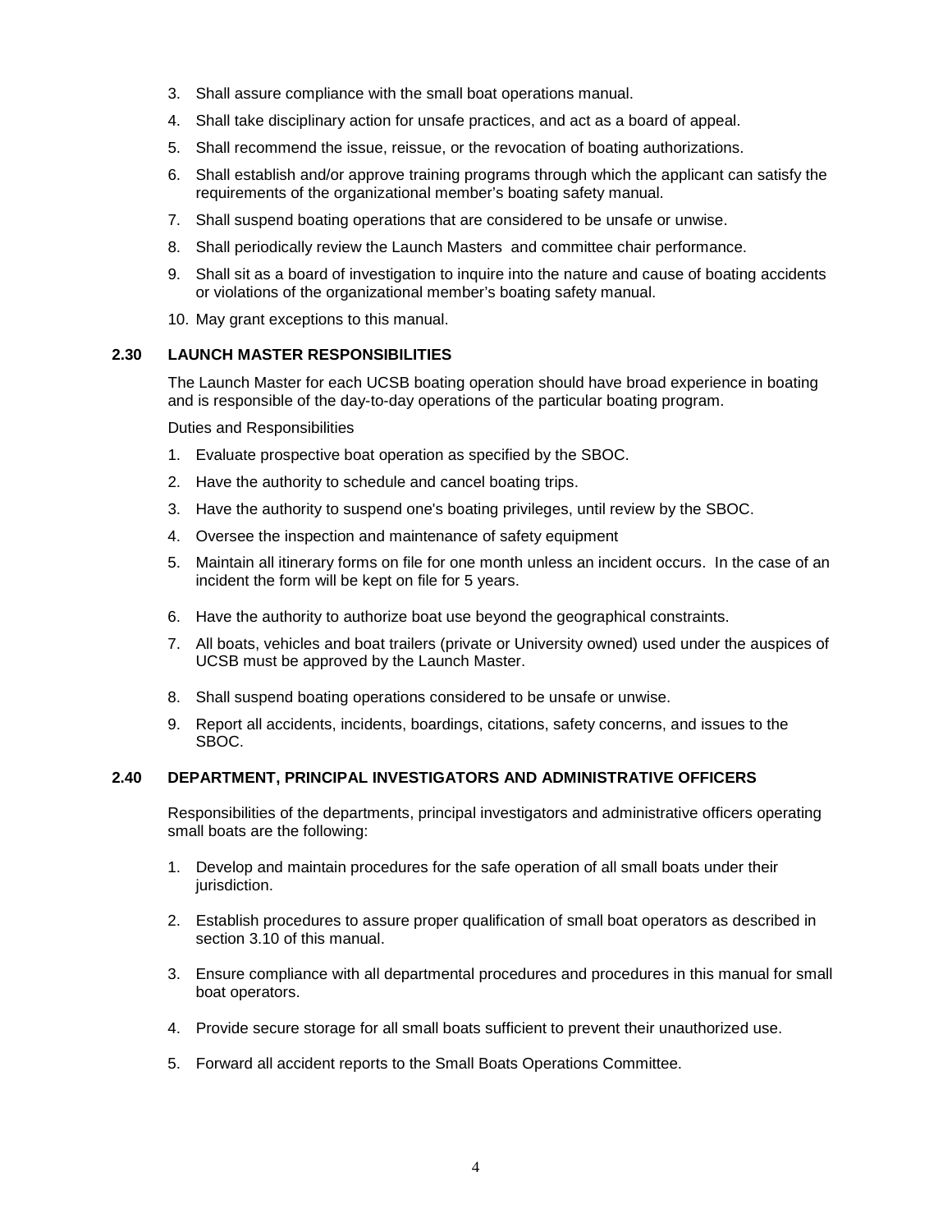3. Shall assure compliance with the small boat operations manual.
4. Shall take disciplinary action for unsafe practices, and act as a board of appeal.
5. Shall recommend the issue, reissue, or the revocation of boating authorizations.
6. Shall establish and/or approve training programs through which the applicant can satisfy the requirements of the organizational member's boating safety manual.
7. Shall suspend boating operations that are considered to be unsafe or unwise.
8. Shall periodically review the Launch Masters and committee chair performance.
9. Shall sit as a board of investigation to inquire into the nature and cause of boating accidents or violations of the organizational member's boating safety manual.
10. May grant exceptions to this manual.

## 2.30 LAUNCH MASTER RESPONSIBILITIES

The Launch Master for each UCSB boating operation should have broad experience in boating and is responsible of the day-to-day operations of the particular boating program.

Duties and Responsibilities

1. Evaluate prospective boat operation as specified by the SBOC.
2. Have the authority to schedule and cancel boating trips.
3. Have the authority to suspend one's boating privileges, until review by the SBOC.
4. Oversee the inspection and maintenance of safety equipment
5. Maintain all itinerary forms on file for one month unless an incident occurs. In the case of an incident the form will be kept on file for 5 years.
6. Have the authority to authorize boat use beyond the geographical constraints.
7. All boats, vehicles and boat trailers (private or University owned) used under the auspices of UCSB must be approved by the Launch Master.
8. Shall suspend boating operations considered to be unsafe or unwise.
9. Report all accidents, incidents, boardings, citations, safety concerns, and issues to the SBOC.

## 2.40 DEPARTMENT, PRINCIPAL INVESTIGATORS AND ADMINISTRATIVE OFFICERS

Responsibilities of the departments, principal investigators and administrative officers operating small boats are the following:

1. Develop and maintain procedures for the safe operation of all small boats under their jurisdiction.
2. Establish procedures to assure proper qualification of small boat operators as described in section 3.10 of this manual.
3. Ensure compliance with all departmental procedures and procedures in this manual for small boat operators.
4. Provide secure storage for all small boats sufficient to prevent their unauthorized use.
5. Forward all accident reports to the Small Boats Operations Committee.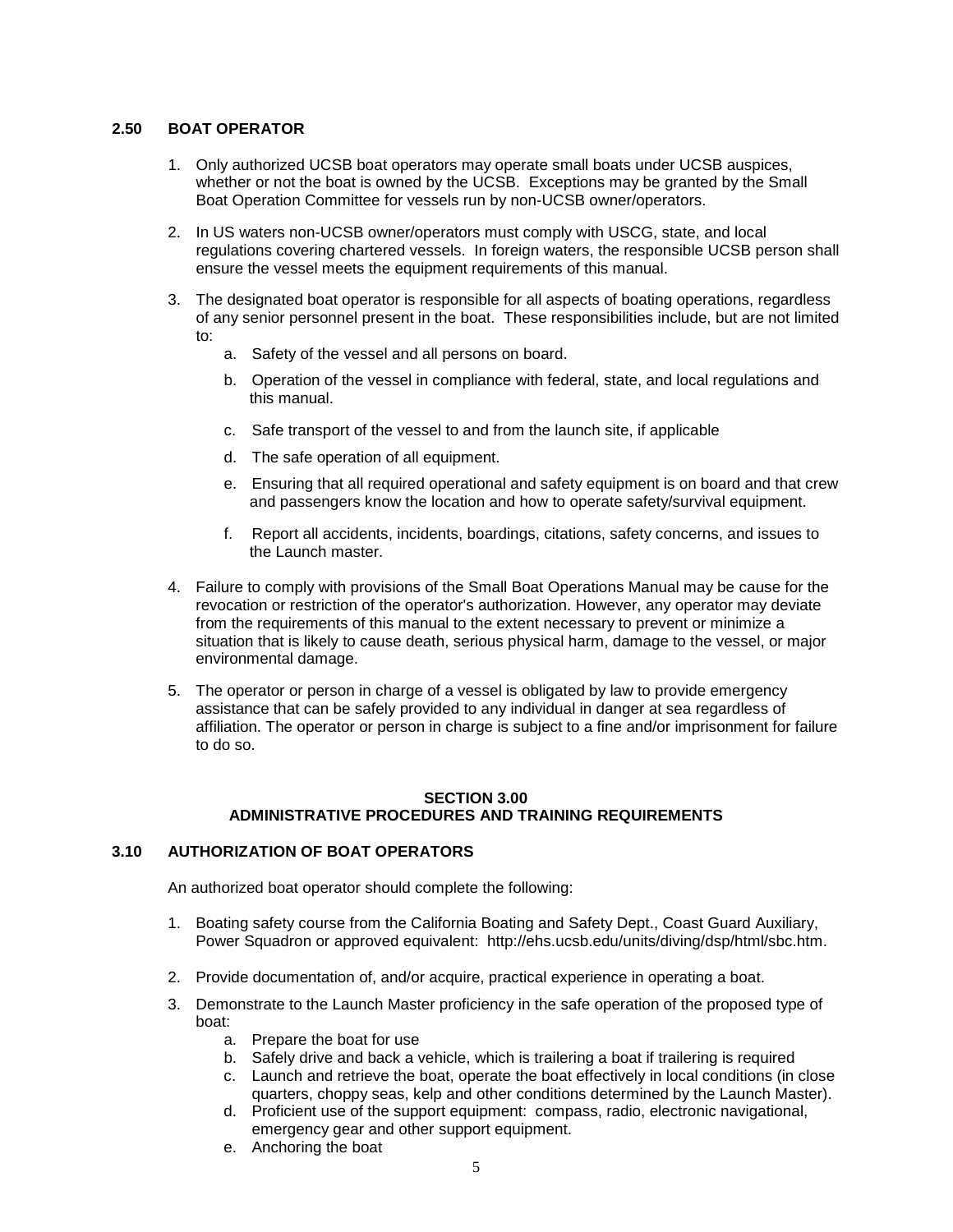### 2.50 BOAT OPERATOR

1. Only authorized UCSB boat operators may operate small boats under UCSB auspices, whether or not the boat is owned by the UCSB. Exceptions may be granted by the Small Boat Operation Committee for vessels run by non-UCSB owner/operators.

2. In US waters non-UCSB owner/operators must comply with USCG, state, and local regulations covering chartered vessels. In foreign waters, the responsible UCSB person shall ensure the vessel meets the equipment requirements of this manual.

3. The designated boat operator is responsible for all aspects of boating operations, regardless of any senior personnel present in the boat. These responsibilities include, but are not limited to:
   a. Safety of the vessel and all persons on board.
   b. Operation of the vessel in compliance with federal, state, and local regulations and this manual.
   c. Safe transport of the vessel to and from the launch site, if applicable
   d. The safe operation of all equipment.
   e. Ensuring that all required operational and safety equipment is on board and that crew and passengers know the location and how to operate safety/survival equipment.
   f. Report all accidents, incidents, boardings, citations, safety concerns, and issues to the Launch master.

4. Failure to comply with provisions of the Small Boat Operations Manual may be cause for the revocation or restriction of the operator's authorization. However, any operator may deviate from the requirements of this manual to the extent necessary to prevent or minimize a situation that is likely to cause death, serious physical harm, damage to the vessel, or major environmental damage.

5. The operator or person in charge of a vessel is obligated by law to provide emergency assistance that can be safely provided to any individual in danger at sea regardless of affiliation. The operator or person in charge is subject to a fine and/or imprisonment for failure to do so.

## SECTION 3.00
## ADMINISTRATIVE PROCEDURES AND TRAINING REQUIREMENTS

### 3.10 AUTHORIZATION OF BOAT OPERATORS

An authorized boat operator should complete the following:

1. Boating safety course from the California Boating and Safety Dept., Coast Guard Auxiliary, Power Squadron or approved equivalent: http://ehs.ucsb.edu/units/diving/dsp/html/sbc.htm.

2. Provide documentation of, and/or acquire, practical experience in operating a boat.

3. Demonstrate to the Launch Master proficiency in the safe operation of the proposed type of boat:
   a. Prepare the boat for use
   b. Safely drive and back a vehicle, which is trailering a boat if trailering is required
   c. Launch and retrieve the boat, operate the boat effectively in local conditions (in close quarters, choppy seas, kelp and other conditions determined by the Launch Master).
   d. Proficient use of the support equipment: compass, radio, electronic navigational, emergency gear and other support equipment.
   e. Anchoring the boat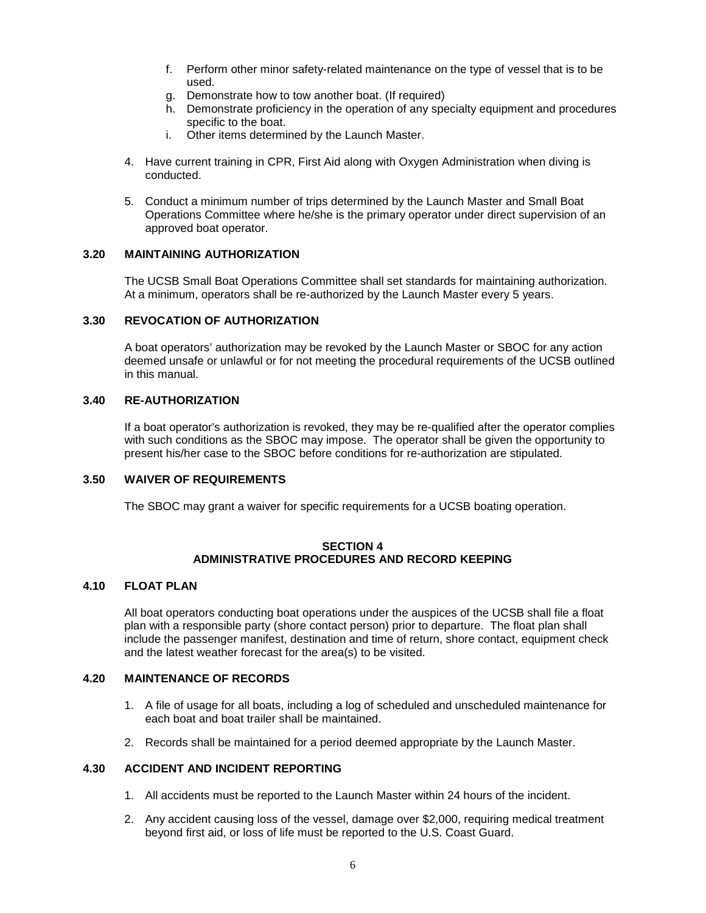f. Perform other minor safety-related maintenance on the type of vessel that is to be used.
   g. Demonstrate how to tow another boat. (If required)
   h. Demonstrate proficiency in the operation of any specialty equipment and procedures specific to the boat.
   i. Other items determined by the Launch Master.

4. Have current training in CPR, First Aid along with Oxygen Administration when diving is conducted.

5. Conduct a minimum number of trips determined by the Launch Master and Small Boat Operations Committee where he/she is the primary operator under direct supervision of an approved boat operator.

### 3.20 MAINTAINING AUTHORIZATION

The UCSB Small Boat Operations Committee shall set standards for maintaining authorization. At a minimum, operators shall be re-authorized by the Launch Master every 5 years.

### 3.30 REVOCATION OF AUTHORIZATION

A boat operators' authorization may be revoked by the Launch Master or SBOC for any action deemed unsafe or unlawful or for not meeting the procedural requirements of the UCSB outlined in this manual.

### 3.40 RE-AUTHORIZATION

If a boat operator's authorization is revoked, they may be re-qualified after the operator complies with such conditions as the SBOC may impose. The operator shall be given the opportunity to present his/her case to the SBOC before conditions for re-authorization are stipulated.

### 3.50 WAIVER OF REQUIREMENTS

The SBOC may grant a waiver for specific requirements for a UCSB boating operation.

## SECTION 4
## ADMINISTRATIVE PROCEDURES AND RECORD KEEPING

### 4.10 FLOAT PLAN

All boat operators conducting boat operations under the auspices of the UCSB shall file a float plan with a responsible party (shore contact person) prior to departure. The float plan shall include the passenger manifest, destination and time of return, shore contact, equipment check and the latest weather forecast for the area(s) to be visited.

### 4.20 MAINTENANCE OF RECORDS

1. A file of usage for all boats, including a log of scheduled and unscheduled maintenance for each boat and boat trailer shall be maintained.

2. Records shall be maintained for a period deemed appropriate by the Launch Master.

### 4.30 ACCIDENT AND INCIDENT REPORTING

1. All accidents must be reported to the Launch Master within 24 hours of the incident.

2. Any accident causing loss of the vessel, damage over $2,000, requiring medical treatment beyond first aid, or loss of life must be reported to the U.S. Coast Guard.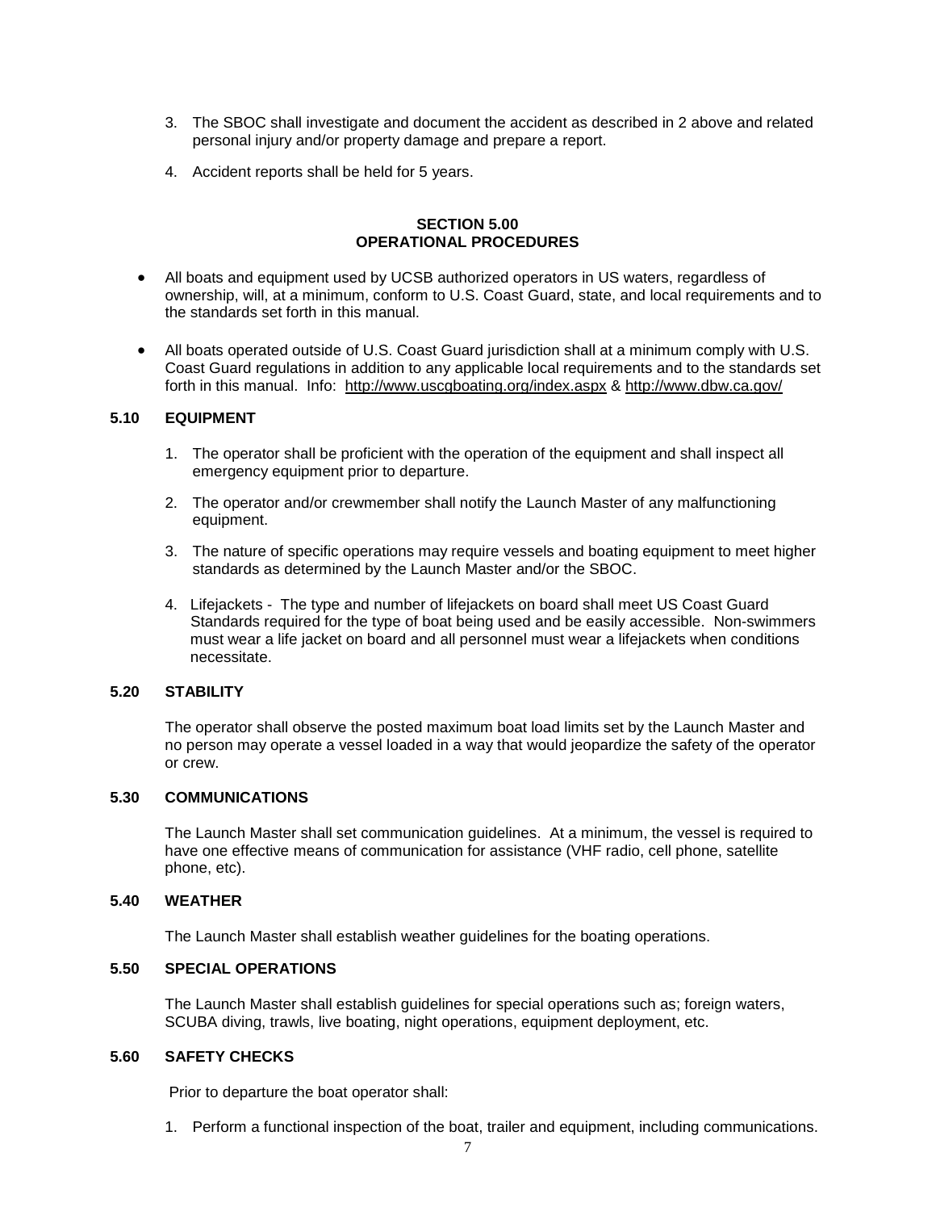3. The SBOC shall investigate and document the accident as described in 2 above and related personal injury and/or property damage and prepare a report.

4. Accident reports shall be held for 5 years.

## SECTION 5.00
## OPERATIONAL PROCEDURES

- All boats and equipment used by UCSB authorized operators in US waters, regardless of ownership, will, at a minimum, conform to U.S. Coast Guard, state, and local requirements and to the standards set forth in this manual.

- All boats operated outside of U.S. Coast Guard jurisdiction shall at a minimum comply with U.S. Coast Guard regulations in addition to any applicable local requirements and to the standards set forth in this manual. Info: http://www.uscgboating.org/index.aspx & http://www.dbw.ca.gov/

### 5.10 EQUIPMENT

1. The operator shall be proficient with the operation of the equipment and shall inspect all emergency equipment prior to departure.

2. The operator and/or crewmember shall notify the Launch Master of any malfunctioning equipment.

3. The nature of specific operations may require vessels and boating equipment to meet higher standards as determined by the Launch Master and/or the SBOC.

4. Lifejackets - The type and number of lifejackets on board shall meet US Coast Guard Standards required for the type of boat being used and be easily accessible. Non-swimmers must wear a life jacket on board and all personnel must wear a lifejackets when conditions necessitate.

### 5.20 STABILITY

The operator shall observe the posted maximum boat load limits set by the Launch Master and no person may operate a vessel loaded in a way that would jeopardize the safety of the operator or crew.

### 5.30 COMMUNICATIONS

The Launch Master shall set communication guidelines. At a minimum, the vessel is required to have one effective means of communication for assistance (VHF radio, cell phone, satellite phone, etc).

### 5.40 WEATHER

The Launch Master shall establish weather guidelines for the boating operations.

### 5.50 SPECIAL OPERATIONS

The Launch Master shall establish guidelines for special operations such as; foreign waters, SCUBA diving, trawls, live boating, night operations, equipment deployment, etc.

### 5.60 SAFETY CHECKS

Prior to departure the boat operator shall:

1. Perform a functional inspection of the boat, trailer and equipment, including communications.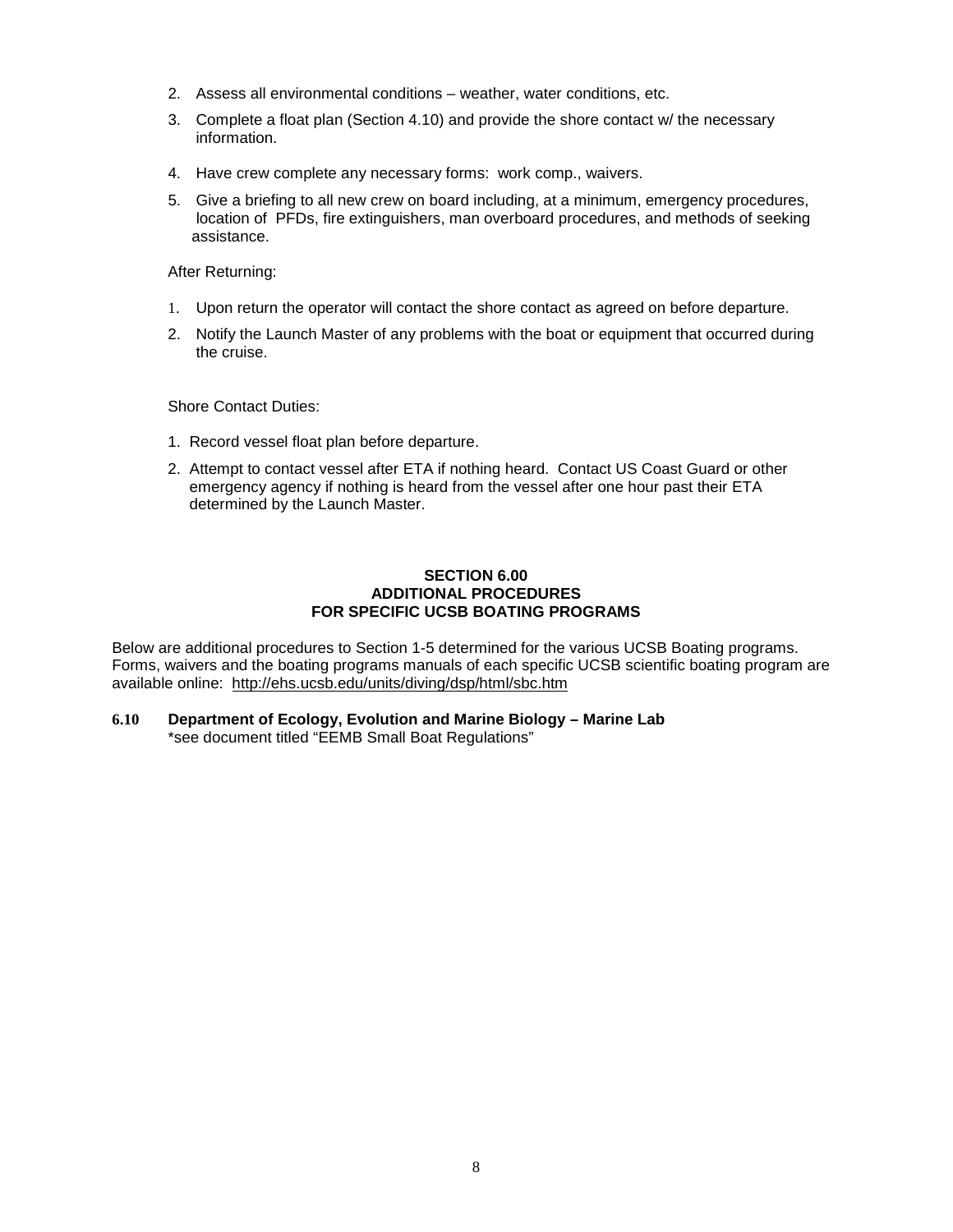2. Assess all environmental conditions – weather, water conditions, etc.
3. Complete a float plan (Section 4.10) and provide the shore contact w/ the necessary information.
4. Have crew complete any necessary forms: work comp., waivers.
5. Give a briefing to all new crew on board including, at a minimum, emergency procedures, location of PFDs, fire extinguishers, man overboard procedures, and methods of seeking assistance.

After Returning:

1. Upon return the operator will contact the shore contact as agreed on before departure.
2. Notify the Launch Master of any problems with the boat or equipment that occurred during the cruise.

Shore Contact Duties:

1. Record vessel float plan before departure.
2. Attempt to contact vessel after ETA if nothing heard. Contact US Coast Guard or other emergency agency if nothing is heard from the vessel after one hour past their ETA determined by the Launch Master.

## SECTION 6.00
## ADDITIONAL PROCEDURES
## FOR SPECIFIC UCSB BOATING PROGRAMS

Below are additional procedures to Section 1-5 determined for the various UCSB Boating programs. Forms, waivers and the boating programs manuals of each specific UCSB scientific boating program are available online: http://ehs.ucsb.edu/units/diving/dsp/html/sbc.htm

### 6.10 Department of Ecology, Evolution and Marine Biology – Marine Lab

*see document titled "EEMB Small Boat Regulations"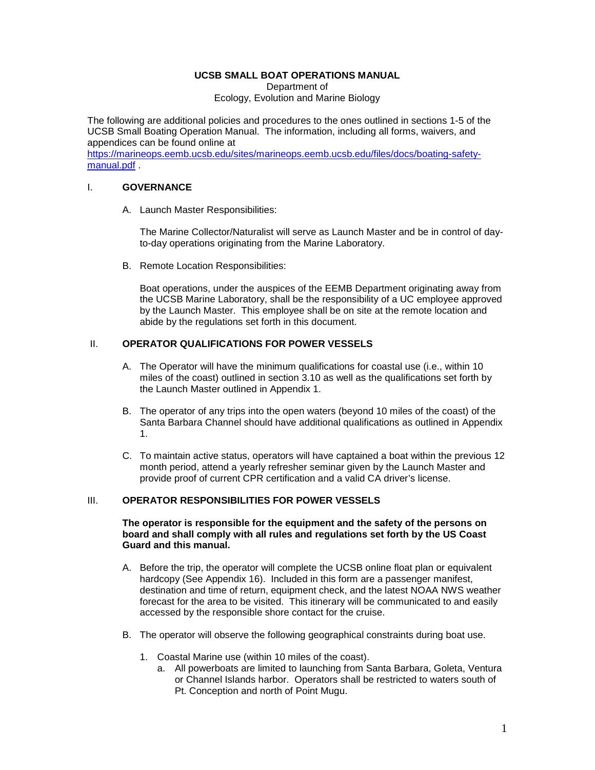**UCSB SMALL BOAT OPERATIONS MANUAL**
Department of
Ecology, Evolution and Marine Biology

The following are additional policies and procedures to the ones outlined in sections 1-5 of the UCSB Small Boating Operation Manual. The information, including all forms, waivers, and appendices can be found online at [https://marineops.eemb.ucsb.edu/sites/marineops.eemb.ucsb.edu/files/docs/boating-safety-manual.pdf](https://marineops.eemb.ucsb.edu/sites/marineops.eemb.ucsb.edu/files/docs/boating-safety-manual.pdf) .

## I. GOVERNANCE

A. Launch Master Responsibilities:

The Marine Collector/Naturalist will serve as Launch Master and be in control of day-to-day operations originating from the Marine Laboratory.

B. Remote Location Responsibilities:

Boat operations, under the auspices of the EEMB Department originating away from the UCSB Marine Laboratory, shall be the responsibility of a UC employee approved by the Launch Master. This employee shall be on site at the remote location and abide by the regulations set forth in this document.

## II. OPERATOR QUALIFICATIONS FOR POWER VESSELS

A. The Operator will have the minimum qualifications for coastal use (i.e., within 10 miles of the coast) outlined in section 3.10 as well as the qualifications set forth by the Launch Master outlined in Appendix 1.

B. The operator of any trips into the open waters (beyond 10 miles of the coast) of the Santa Barbara Channel should have additional qualifications as outlined in Appendix 1.

C. To maintain active status, operators will have captained a boat within the previous 12 month period, attend a yearly refresher seminar given by the Launch Master and provide proof of current CPR certification and a valid CA driver's license.

## III. OPERATOR RESPONSIBILITIES FOR POWER VESSELS

**The operator is responsible for the equipment and the safety of the persons on board and shall comply with all rules and regulations set forth by the US Coast Guard and this manual.**

A. Before the trip, the operator will complete the UCSB online float plan or equivalent hardcopy (See Appendix 16). Included in this form are a passenger manifest, destination and time of return, equipment check, and the latest NOAA NWS weather forecast for the area to be visited. This itinerary will be communicated to and easily accessed by the responsible shore contact for the cruise.

B. The operator will observe the following geographical constraints during boat use.

1. Coastal Marine use (within 10 miles of the coast).
   a. All powerboats are limited to launching from Santa Barbara, Goleta, Ventura or Channel Islands harbor. Operators shall be restricted to waters south of Pt. Conception and north of Point Mugu.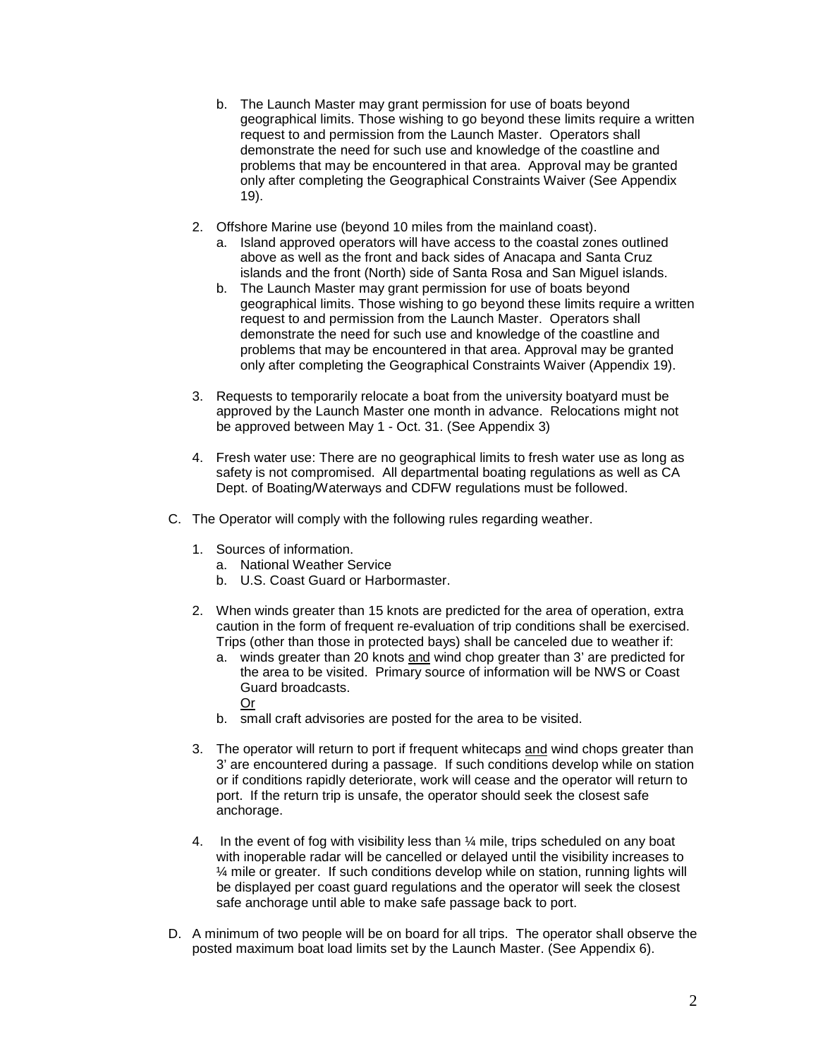b. The Launch Master may grant permission for use of boats beyond geographical limits. Those wishing to go beyond these limits require a written request to and permission from the Launch Master. Operators shall demonstrate the need for such use and knowledge of the coastline and problems that may be encountered in that area. Approval may be granted only after completing the Geographical Constraints Waiver (See Appendix 19).

2. Offshore Marine use (beyond 10 miles from the mainland coast).
   a. Island approved operators will have access to the coastal zones outlined above as well as the front and back sides of Anacapa and Santa Cruz islands and the front (North) side of Santa Rosa and San Miguel islands.
   b. The Launch Master may grant permission for use of boats beyond geographical limits. Those wishing to go beyond these limits require a written request to and permission from the Launch Master. Operators shall demonstrate the need for such use and knowledge of the coastline and problems that may be encountered in that area. Approval may be granted only after completing the Geographical Constraints Waiver (Appendix 19).

3. Requests to temporarily relocate a boat from the university boatyard must be approved by the Launch Master one month in advance. Relocations might not be approved between May 1 - Oct. 31. (See Appendix 3)

4. Fresh water use: There are no geographical limits to fresh water use as long as safety is not compromised. All departmental boating regulations as well as CA Dept. of Boating/Waterways and CDFW regulations must be followed.

C. The Operator will comply with the following rules regarding weather.

1. Sources of information.
   a. National Weather Service
   b. U.S. Coast Guard or Harbormaster.

2. When winds greater than 15 knots are predicted for the area of operation, extra caution in the form of frequent re-evaluation of trip conditions shall be exercised. Trips (other than those in protected bays) shall be canceled due to weather if:
   a. winds greater than 20 knots <u>and</u> wind chop greater than 3' are predicted for the area to be visited. Primary source of information will be NWS or Coast Guard broadcasts.
   <u>Or</u>
   b. small craft advisories are posted for the area to be visited.

3. The operator will return to port if frequent whitecaps <u>and</u> wind chops greater than 3' are encountered during a passage. If such conditions develop while on station or if conditions rapidly deteriorate, work will cease and the operator will return to port. If the return trip is unsafe, the operator should seek the closest safe anchorage.

4. In the event of fog with visibility less than ¼ mile, trips scheduled on any boat with inoperable radar will be cancelled or delayed until the visibility increases to ¼ mile or greater. If such conditions develop while on station, running lights will be displayed per coast guard regulations and the operator will seek the closest safe anchorage until able to make safe passage back to port.

D. A minimum of two people will be on board for all trips. The operator shall observe the posted maximum boat load limits set by the Launch Master. (See Appendix 6).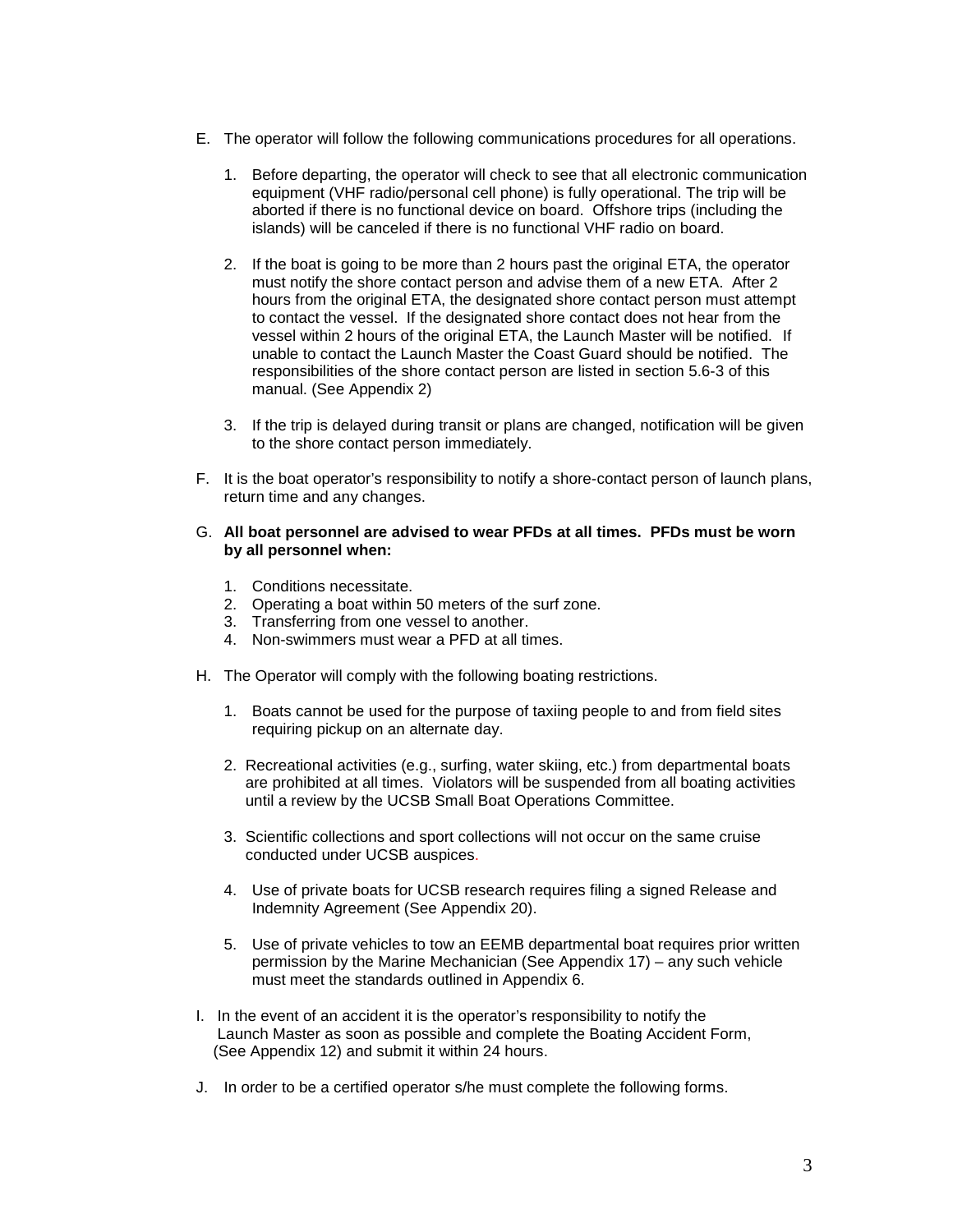E. The operator will follow the following communications procedures for all operations.

   1. Before departing, the operator will check to see that all electronic communication equipment (VHF radio/personal cell phone) is fully operational. The trip will be aborted if there is no functional device on board. Offshore trips (including the islands) will be canceled if there is no functional VHF radio on board.

   2. If the boat is going to be more than 2 hours past the original ETA, the operator must notify the shore contact person and advise them of a new ETA. After 2 hours from the original ETA, the designated shore contact person must attempt to contact the vessel. If the designated shore contact does not hear from the vessel within 2 hours of the original ETA, the Launch Master will be notified. If unable to contact the Launch Master the Coast Guard should be notified. The responsibilities of the shore contact person are listed in section 5.6-3 of this manual. (See Appendix 2)

   3. If the trip is delayed during transit or plans are changed, notification will be given to the shore contact person immediately.

F. It is the boat operator's responsibility to notify a shore-contact person of launch plans, return time and any changes.

G. **All boat personnel are advised to wear PFDs at all times. PFDs must be worn by all personnel when:**

   1. Conditions necessitate.
   2. Operating a boat within 50 meters of the surf zone.
   3. Transferring from one vessel to another.
   4. Non-swimmers must wear a PFD at all times.

H. The Operator will comply with the following boating restrictions.

   1. Boats cannot be used for the purpose of taxiing people to and from field sites requiring pickup on an alternate day.

   2. Recreational activities (e.g., surfing, water skiing, etc.) from departmental boats are prohibited at all times. Violators will be suspended from all boating activities until a review by the UCSB Small Boat Operations Committee.

   3. Scientific collections and sport collections will not occur on the same cruise conducted under UCSB auspices.

   4. Use of private boats for UCSB research requires filing a signed Release and Indemnity Agreement (See Appendix 20).

   5. Use of private vehicles to tow an EEMB departmental boat requires prior written permission by the Marine Mechanician (See Appendix 17) – any such vehicle must meet the standards outlined in Appendix 6.

I. In the event of an accident it is the operator's responsibility to notify the Launch Master as soon as possible and complete the Boating Accident Form, (See Appendix 12) and submit it within 24 hours.

J. In order to be a certified operator s/he must complete the following forms.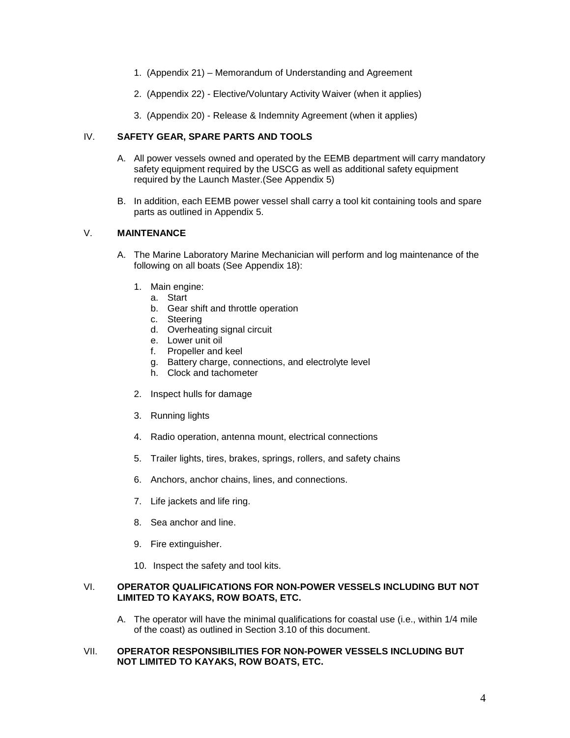1. (Appendix 21) – Memorandum of Understanding and Agreement

2. (Appendix 22) - Elective/Voluntary Activity Waiver (when it applies)

3. (Appendix 20) - Release & Indemnity Agreement (when it applies)

## IV. SAFETY GEAR, SPARE PARTS AND TOOLS

A. All power vessels owned and operated by the EEMB department will carry mandatory safety equipment required by the USCG as well as additional safety equipment required by the Launch Master.(See Appendix 5)

B. In addition, each EEMB power vessel shall carry a tool kit containing tools and spare parts as outlined in Appendix 5.

## V. MAINTENANCE

A. The Marine Laboratory Marine Mechanician will perform and log maintenance of the following on all boats (See Appendix 18):

1. Main engine:
   a. Start
   b. Gear shift and throttle operation
   c. Steering
   d. Overheating signal circuit
   e. Lower unit oil
   f. Propeller and keel
   g. Battery charge, connections, and electrolyte level
   h. Clock and tachometer

2. Inspect hulls for damage

3. Running lights

4. Radio operation, antenna mount, electrical connections

5. Trailer lights, tires, brakes, springs, rollers, and safety chains

6. Anchors, anchor chains, lines, and connections.

7. Life jackets and life ring.

8. Sea anchor and line.

9. Fire extinguisher.

10. Inspect the safety and tool kits.

## VI. OPERATOR QUALIFICATIONS FOR NON-POWER VESSELS INCLUDING BUT NOT LIMITED TO KAYAKS, ROW BOATS, ETC.

A. The operator will have the minimal qualifications for coastal use (i.e., within 1/4 mile of the coast) as outlined in Section 3.10 of this document.

## VII. OPERATOR RESPONSIBILITIES FOR NON-POWER VESSELS INCLUDING BUT NOT LIMITED TO KAYAKS, ROW BOATS, ETC.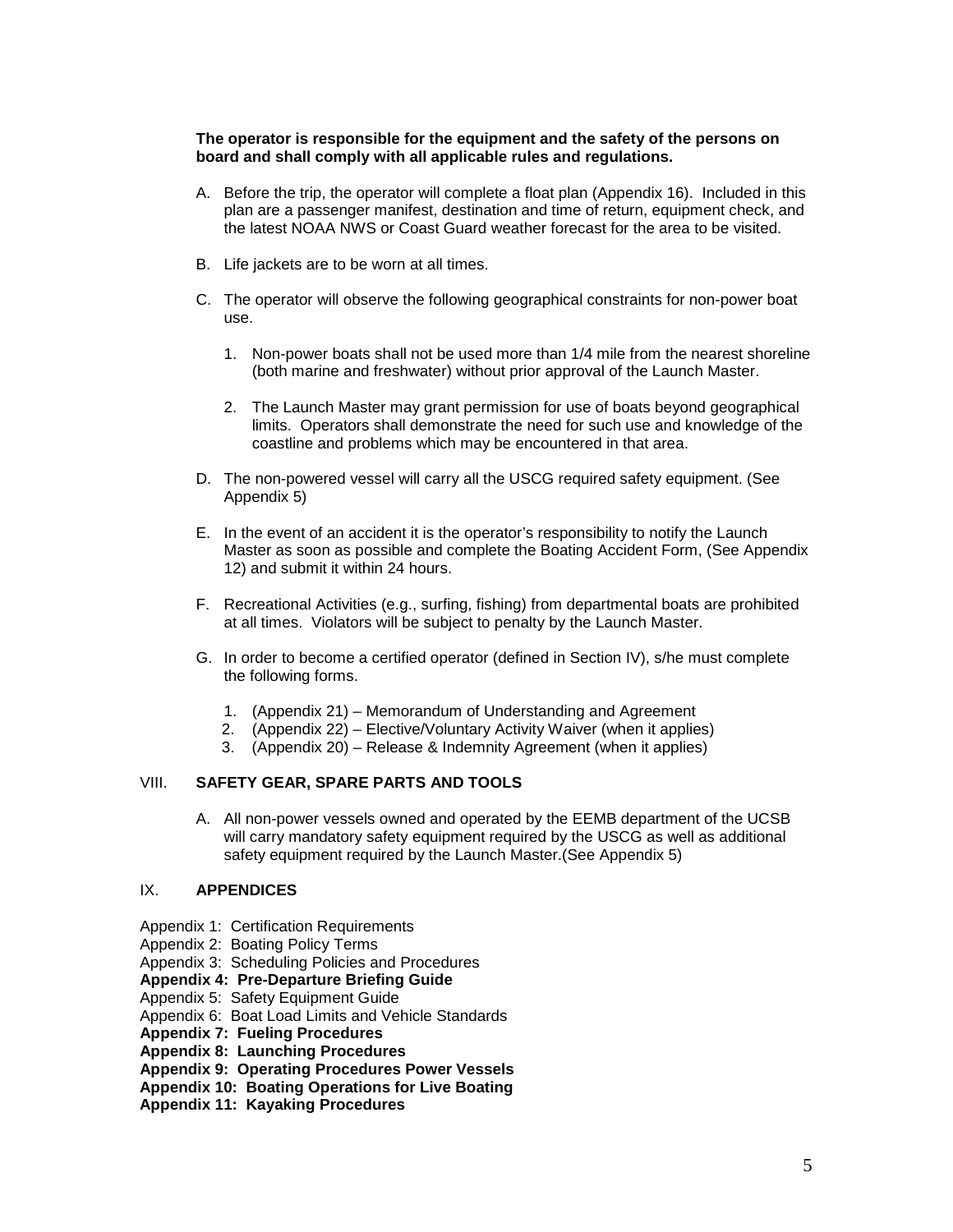**The operator is responsible for the equipment and the safety of the persons on board and shall comply with all applicable rules and regulations.**

A. Before the trip, the operator will complete a float plan (Appendix 16). Included in this plan are a passenger manifest, destination and time of return, equipment check, and the latest NOAA NWS or Coast Guard weather forecast for the area to be visited.

B. Life jackets are to be worn at all times.

C. The operator will observe the following geographical constraints for non-power boat use.

   1. Non-power boats shall not be used more than 1/4 mile from the nearest shoreline (both marine and freshwater) without prior approval of the Launch Master.

   2. The Launch Master may grant permission for use of boats beyond geographical limits. Operators shall demonstrate the need for such use and knowledge of the coastline and problems which may be encountered in that area.

D. The non-powered vessel will carry all the USCG required safety equipment. (See Appendix 5)

E. In the event of an accident it is the operator's responsibility to notify the Launch Master as soon as possible and complete the Boating Accident Form, (See Appendix 12) and submit it within 24 hours.

F. Recreational Activities (e.g., surfing, fishing) from departmental boats are prohibited at all times. Violators will be subject to penalty by the Launch Master.

G. In order to become a certified operator (defined in Section IV), s/he must complete the following forms.

   1. (Appendix 21) – Memorandum of Understanding and Agreement
   2. (Appendix 22) – Elective/Voluntary Activity Waiver (when it applies)
   3. (Appendix 20) – Release & Indemnity Agreement (when it applies)

## VIII. SAFETY GEAR, SPARE PARTS AND TOOLS

A. All non-power vessels owned and operated by the EEMB department of the UCSB will carry mandatory safety equipment required by the USCG as well as additional safety equipment required by the Launch Master.(See Appendix 5)

## IX. APPENDICES

Appendix 1: Certification Requirements
Appendix 2: Boating Policy Terms
Appendix 3: Scheduling Policies and Procedures
**Appendix 4: Pre-Departure Briefing Guide**
Appendix 5: Safety Equipment Guide
Appendix 6: Boat Load Limits and Vehicle Standards
**Appendix 7: Fueling Procedures**
**Appendix 8: Launching Procedures**
**Appendix 9: Operating Procedures Power Vessels**
**Appendix 10: Boating Operations for Live Boating**
**Appendix 11: Kayaking Procedures**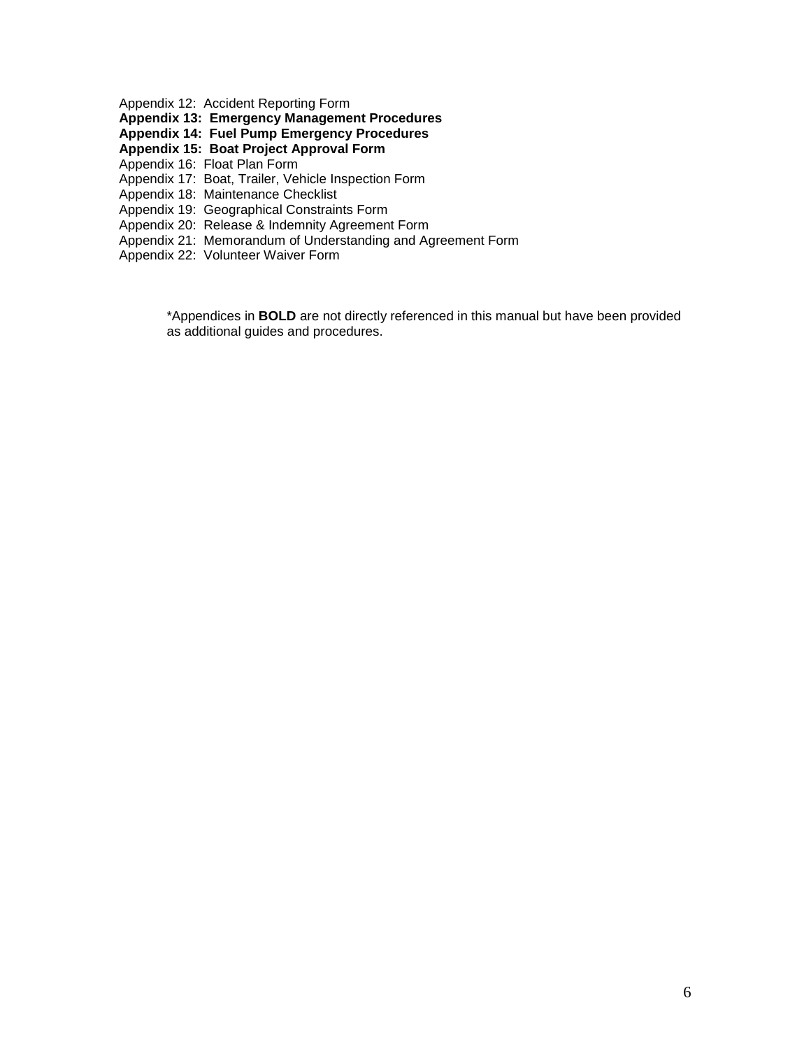Appendix 12:  Accident Reporting Form
**Appendix 13:  Emergency Management Procedures**
**Appendix 14:  Fuel Pump Emergency Procedures**
**Appendix 15:  Boat Project Approval Form**
Appendix 16:  Float Plan Form
Appendix 17:  Boat, Trailer, Vehicle Inspection Form
Appendix 18:  Maintenance Checklist
Appendix 19:  Geographical Constraints Form
Appendix 20:  Release & Indemnity Agreement Form
Appendix 21:  Memorandum of Understanding and Agreement Form
Appendix 22:  Volunteer Waiver Form

*Appendices in **BOLD** are not directly referenced in this manual but have been provided as additional guides and procedures.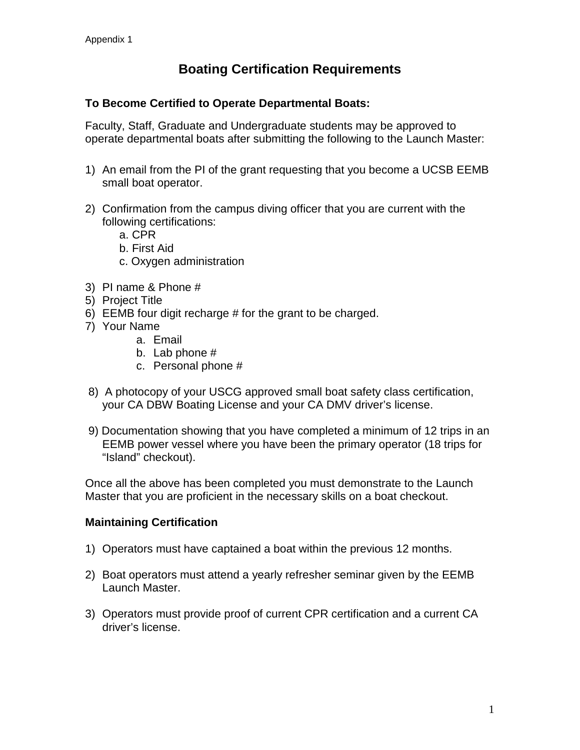Appendix 1

# Boating Certification Requirements

**To Become Certified to Operate Departmental Boats:**

Faculty, Staff, Graduate and Undergraduate students may be approved to operate departmental boats after submitting the following to the Launch Master:

1) An email from the PI of the grant requesting that you become a UCSB EEMB small boat operator.

2) Confirmation from the campus diving officer that you are current with the following certifications:
   a. CPR
   b. First Aid
   c. Oxygen administration

3) PI name & Phone #
5) Project Title
6) EEMB four digit recharge # for the grant to be charged.
7) Your Name
   a. Email
   b. Lab phone #
   c. Personal phone #

8) A photocopy of your USCG approved small boat safety class certification, your CA DBW Boating License and your CA DMV driver's license.

9) Documentation showing that you have completed a minimum of 12 trips in an EEMB power vessel where you have been the primary operator (18 trips for "Island" checkout).

Once all the above has been completed you must demonstrate to the Launch Master that you are proficient in the necessary skills on a boat checkout.

**Maintaining Certification**

1) Operators must have captained a boat within the previous 12 months.

2) Boat operators must attend a yearly refresher seminar given by the EEMB Launch Master.

3) Operators must provide proof of current CPR certification and a current CA driver's license.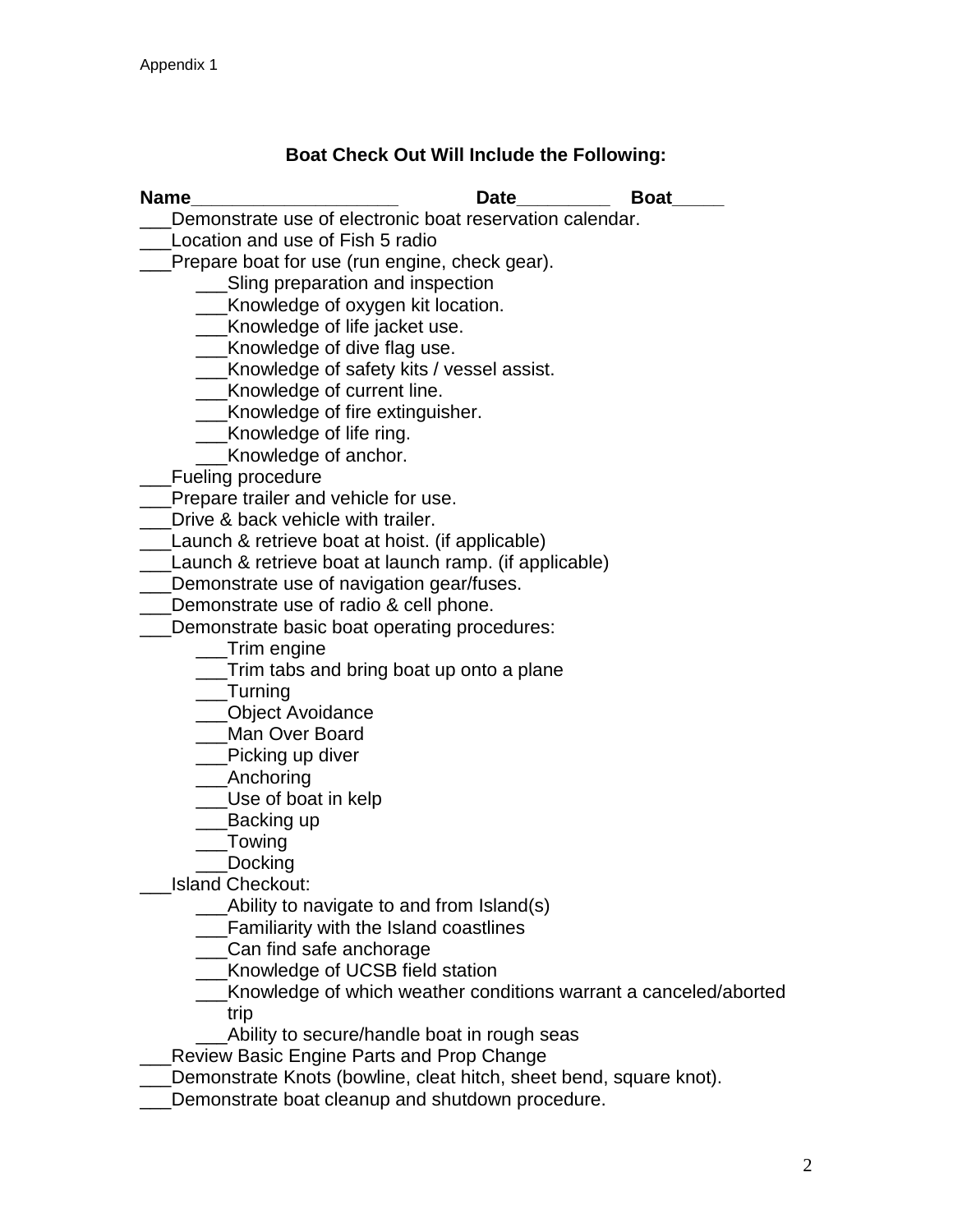Appendix 1

## Boat Check Out Will Include the Following:

**Name**___________________ **Date**_________ **Boat**_____

___Demonstrate use of electronic boat reservation calendar.
___Location and use of Fish 5 radio
___Prepare boat for use (run engine, check gear).
    ___Sling preparation and inspection
    ___Knowledge of oxygen kit location.
    ___Knowledge of life jacket use.
    ___Knowledge of dive flag use.
    ___Knowledge of safety kits / vessel assist.
    ___Knowledge of current line.
    ___Knowledge of fire extinguisher.
    ___Knowledge of life ring.
    ___Knowledge of anchor.
___Fueling procedure
___Prepare trailer and vehicle for use.
___Drive & back vehicle with trailer.
___Launch & retrieve boat at hoist. (if applicable)
___Launch & retrieve boat at launch ramp. (if applicable)
___Demonstrate use of navigation gear/fuses.
___Demonstrate use of radio & cell phone.
___Demonstrate basic boat operating procedures:
    ___Trim engine
    ___Trim tabs and bring boat up onto a plane
    ___Turning
    ___Object Avoidance
    ___Man Over Board
    ___Picking up diver
    ___Anchoring
    ___Use of boat in kelp
    ___Backing up
    ___Towing
    ___Docking
___Island Checkout:
    ___Ability to navigate to and from Island(s)
    ___Familiarity with the Island coastlines
    ___Can find safe anchorage
    ___Knowledge of UCSB field station
    ___Knowledge of which weather conditions warrant a canceled/aborted trip
    ___Ability to secure/handle boat in rough seas
___Review Basic Engine Parts and Prop Change
___Demonstrate Knots (bowline, cleat hitch, sheet bend, square knot).
___Demonstrate boat cleanup and shutdown procedure.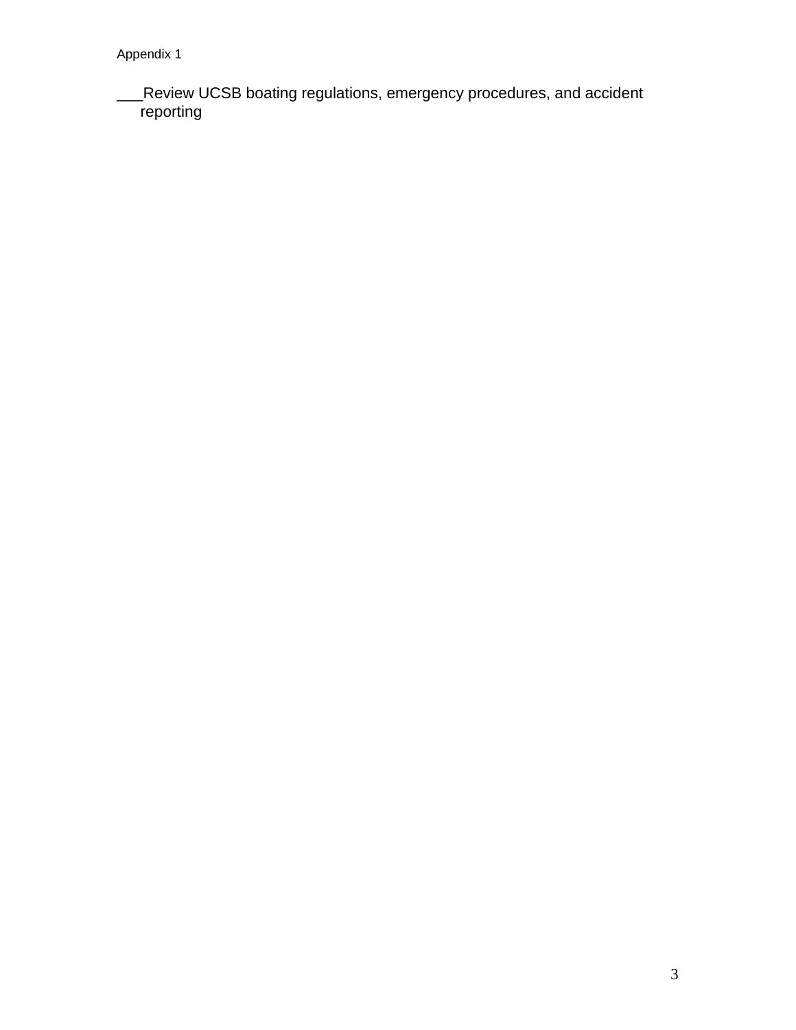Appendix 1

___Review UCSB boating regulations, emergency procedures, and accident reporting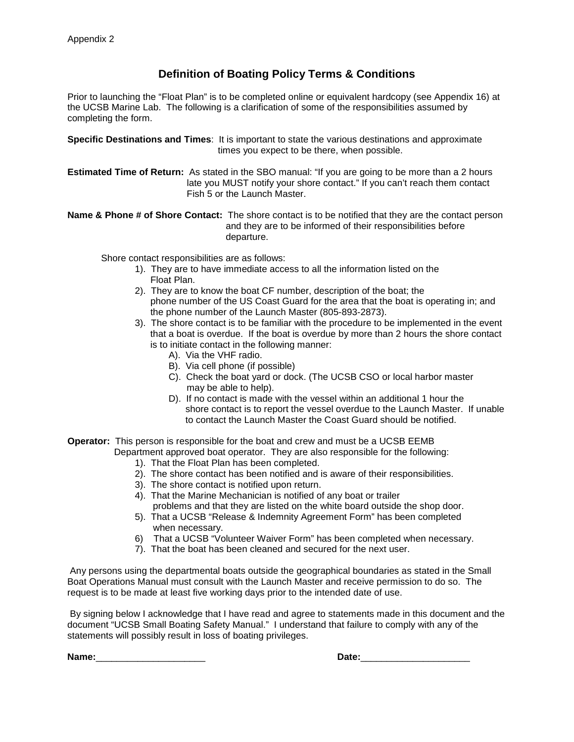Appendix 2

## Definition of Boating Policy Terms & Conditions

Prior to launching the "Float Plan" is to be completed online or equivalent hardcopy (see Appendix 16) at the UCSB Marine Lab. The following is a clarification of some of the responsibilities assumed by completing the form.

**Specific Destinations and Times**: It is important to state the various destinations and approximate times you expect to be there, when possible.

**Estimated Time of Return:** As stated in the SBO manual: "If you are going to be more than a 2 hours late you MUST notify your shore contact." If you can't reach them contact Fish 5 or the Launch Master.

**Name & Phone # of Shore Contact:** The shore contact is to be notified that they are the contact person and they are to be informed of their responsibilities before departure.

Shore contact responsibilities are as follows:

1). They are to have immediate access to all the information listed on the Float Plan.
2). They are to know the boat CF number, description of the boat; the phone number of the US Coast Guard for the area that the boat is operating in; and the phone number of the Launch Master (805-893-2873).
3). The shore contact is to be familiar with the procedure to be implemented in the event that a boat is overdue. If the boat is overdue by more than 2 hours the shore contact is to initiate contact in the following manner:
   - A). Via the VHF radio.
   - B). Via cell phone (if possible)
   - C). Check the boat yard or dock. (The UCSB CSO or local harbor master may be able to help).
   - D). If no contact is made with the vessel within an additional 1 hour the shore contact is to report the vessel overdue to the Launch Master. If unable to contact the Launch Master the Coast Guard should be notified.

**Operator:** This person is responsible for the boat and crew and must be a UCSB EEMB Department approved boat operator. They are also responsible for the following:

1). That the Float Plan has been completed.
2). The shore contact has been notified and is aware of their responsibilities.
3). The shore contact is notified upon return.
4). That the Marine Mechanician is notified of any boat or trailer problems and that they are listed on the white board outside the shop door.
5). That a UCSB "Release & Indemnity Agreement Form" has been completed when necessary.
6) That a UCSB "Volunteer Waiver Form" has been completed when necessary.
7). That the boat has been cleaned and secured for the next user.

Any persons using the departmental boats outside the geographical boundaries as stated in the Small Boat Operations Manual must consult with the Launch Master and receive permission to do so. The request is to be made at least five working days prior to the intended date of use.

By signing below I acknowledge that I have read and agree to statements made in this document and the document "UCSB Small Boating Safety Manual." I understand that failure to comply with any of the statements will possibly result in loss of boating privileges.

**Name:**_____________________ **Date:**_____________________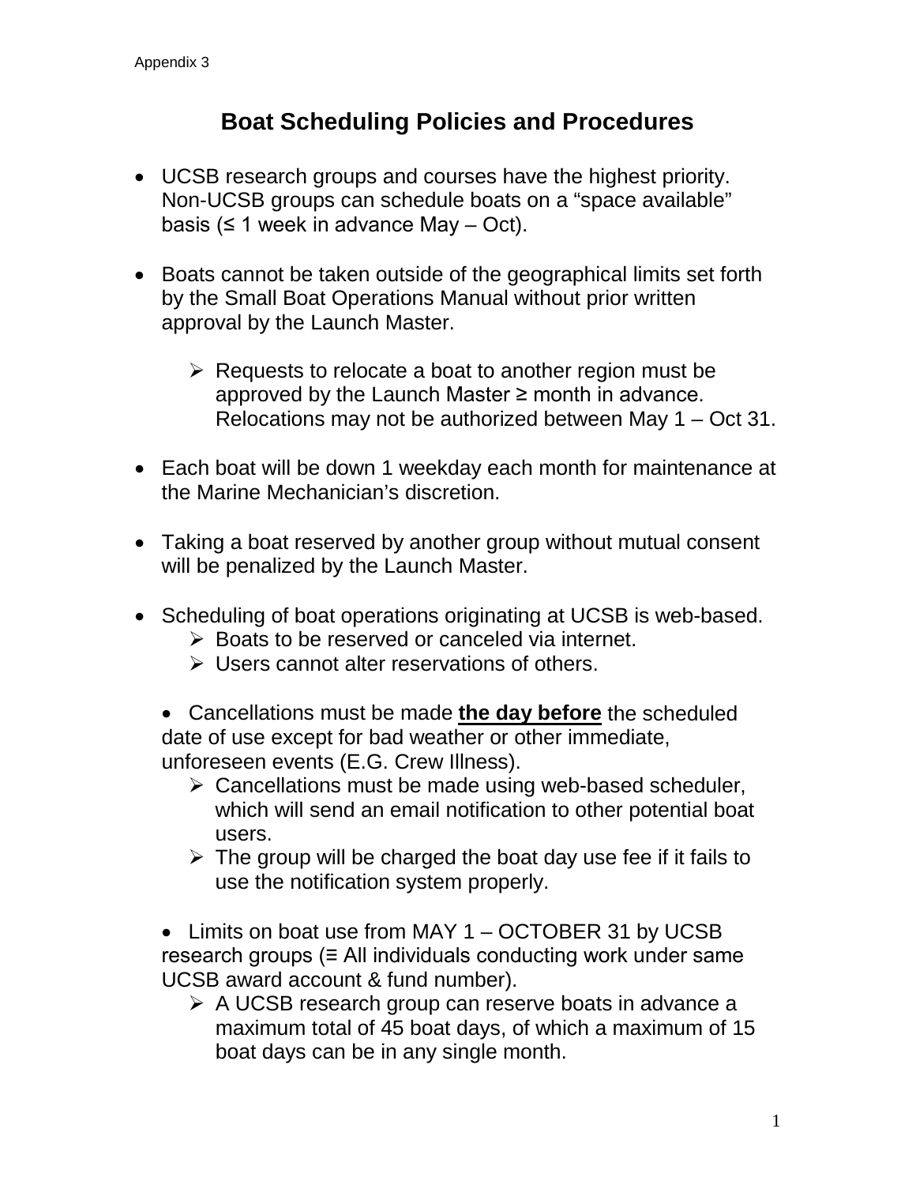Appendix 3

# Boat Scheduling Policies and Procedures

- UCSB research groups and courses have the highest priority. Non-UCSB groups can schedule boats on a "space available" basis (≤ 1 week in advance May – Oct).

- Boats cannot be taken outside of the geographical limits set forth by the Small Boat Operations Manual without prior written approval by the Launch Master.

  - Requests to relocate a boat to another region must be approved by the Launch Master ≥ month in advance. Relocations may not be authorized between May 1 – Oct 31.

- Each boat will be down 1 weekday each month for maintenance at the Marine Mechanician's discretion.

- Taking a boat reserved by another group without mutual consent will be penalized by the Launch Master.

- Scheduling of boat operations originating at UCSB is web-based.
  - Boats to be reserved or canceled via internet.
  - Users cannot alter reservations of others.

- Cancellations must be made **<u>the day before</u>** the scheduled date of use except for bad weather or other immediate, unforeseen events (E.G. Crew Illness).
  - Cancellations must be made using web-based scheduler, which will send an email notification to other potential boat users.
  - The group will be charged the boat day use fee if it fails to use the notification system properly.

- Limits on boat use from MAY 1 – OCTOBER 31 by UCSB research groups (≡ All individuals conducting work under same UCSB award account & fund number).
  - A UCSB research group can reserve boats in advance a maximum total of 45 boat days, of which a maximum of 15 boat days can be in any single month.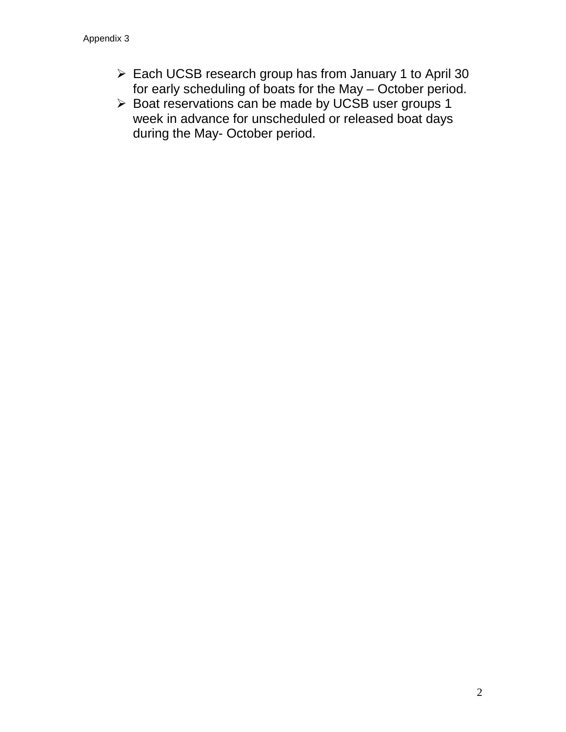- Each UCSB research group has from January 1 to April 30 for early scheduling of boats for the May – October period.
- Boat reservations can be made by UCSB user groups 1 week in advance for unscheduled or released boat days during the May- October period.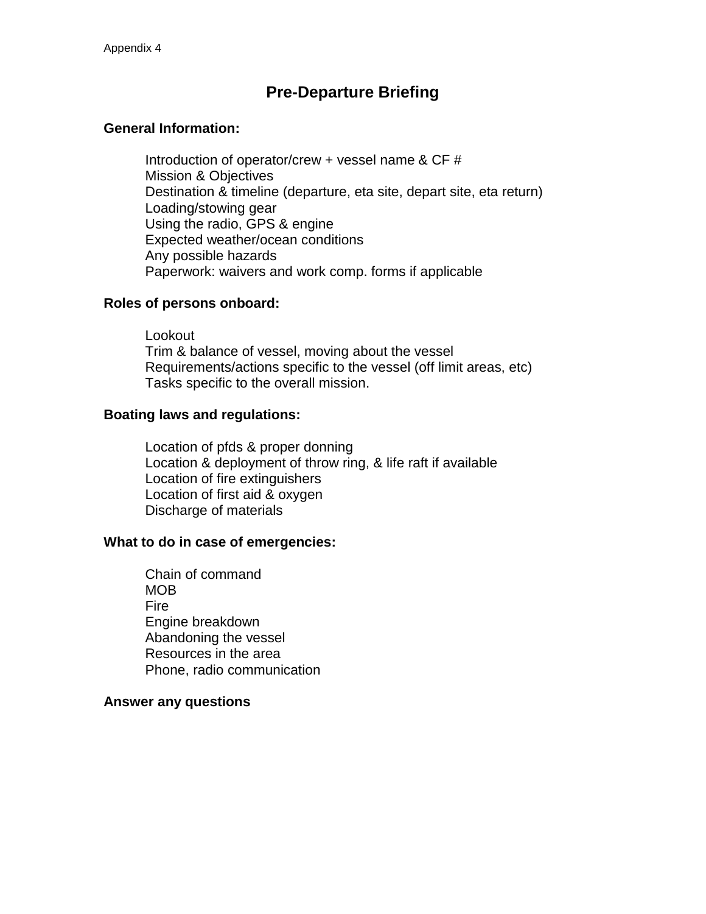Appendix 4

# Pre-Departure Briefing

**General Information:**

- Introduction of operator/crew + vessel name & CF #
- Mission & Objectives
- Destination & timeline (departure, eta site, depart site, eta return)
- Loading/stowing gear
- Using the radio, GPS & engine
- Expected weather/ocean conditions
- Any possible hazards
- Paperwork: waivers and work comp. forms if applicable

**Roles of persons onboard:**

- Lookout
- Trim & balance of vessel, moving about the vessel
- Requirements/actions specific to the vessel (off limit areas, etc)
- Tasks specific to the overall mission.

**Boating laws and regulations:**

- Location of pfds & proper donning
- Location & deployment of throw ring, & life raft if available
- Location of fire extinguishers
- Location of first aid & oxygen
- Discharge of materials

**What to do in case of emergencies:**

- Chain of command
- MOB
- Fire
- Engine breakdown
- Abandoning the vessel
- Resources in the area
- Phone, radio communication

**Answer any questions**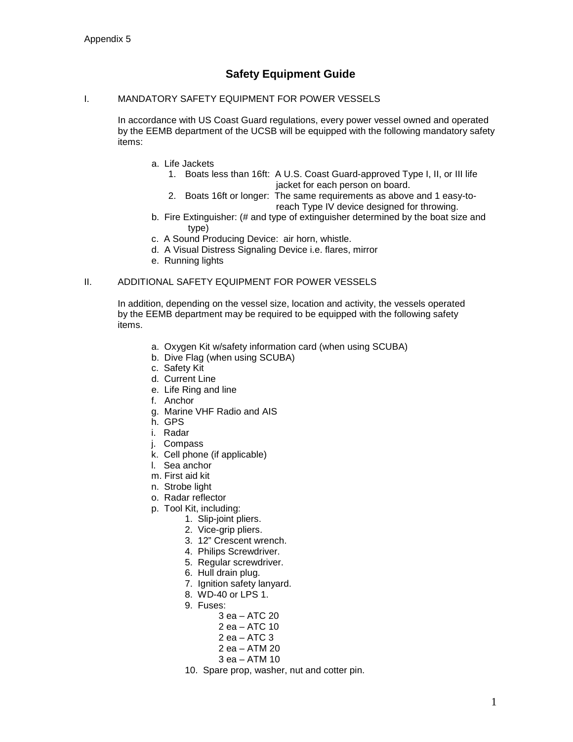Appendix 5

# Safety Equipment Guide

## I. MANDATORY SAFETY EQUIPMENT FOR POWER VESSELS

In accordance with US Coast Guard regulations, every power vessel owned and operated by the EEMB department of the UCSB will be equipped with the following mandatory safety items:

a. Life Jackets
   1. Boats less than 16ft: A U.S. Coast Guard-approved Type I, II, or III life jacket for each person on board.
   2. Boats 16ft or longer: The same requirements as above and 1 easy-to-reach Type IV device designed for throwing.

b. Fire Extinguisher: (# and type of extinguisher determined by the boat size and type)

c. A Sound Producing Device: air horn, whistle.

d. A Visual Distress Signaling Device i.e. flares, mirror

e. Running lights

## II. ADDITIONAL SAFETY EQUIPMENT FOR POWER VESSELS

In addition, depending on the vessel size, location and activity, the vessels operated by the EEMB department may be required to be equipped with the following safety items.

a. Oxygen Kit w/safety information card (when using SCUBA)
b. Dive Flag (when using SCUBA)
c. Safety Kit
d. Current Line
e. Life Ring and line
f. Anchor
g. Marine VHF Radio and AIS
h. GPS
i. Radar
j. Compass
k. Cell phone (if applicable)
l. Sea anchor
m. First aid kit
n. Strobe light
o. Radar reflector
p. Tool Kit, including:
   1. Slip-joint pliers.
   2. Vice-grip pliers.
   3. 12" Crescent wrench.
   4. Philips Screwdriver.
   5. Regular screwdriver.
   6. Hull drain plug.
   7. Ignition safety lanyard.
   8. WD-40 or LPS 1.
   9. Fuses:
      - 3 ea – ATC 20
      - 2 ea – ATC 10
      - 2 ea – ATC 3
      - 2 ea – ATM 20
      - 3 ea – ATM 10
   10. Spare prop, washer, nut and cotter pin.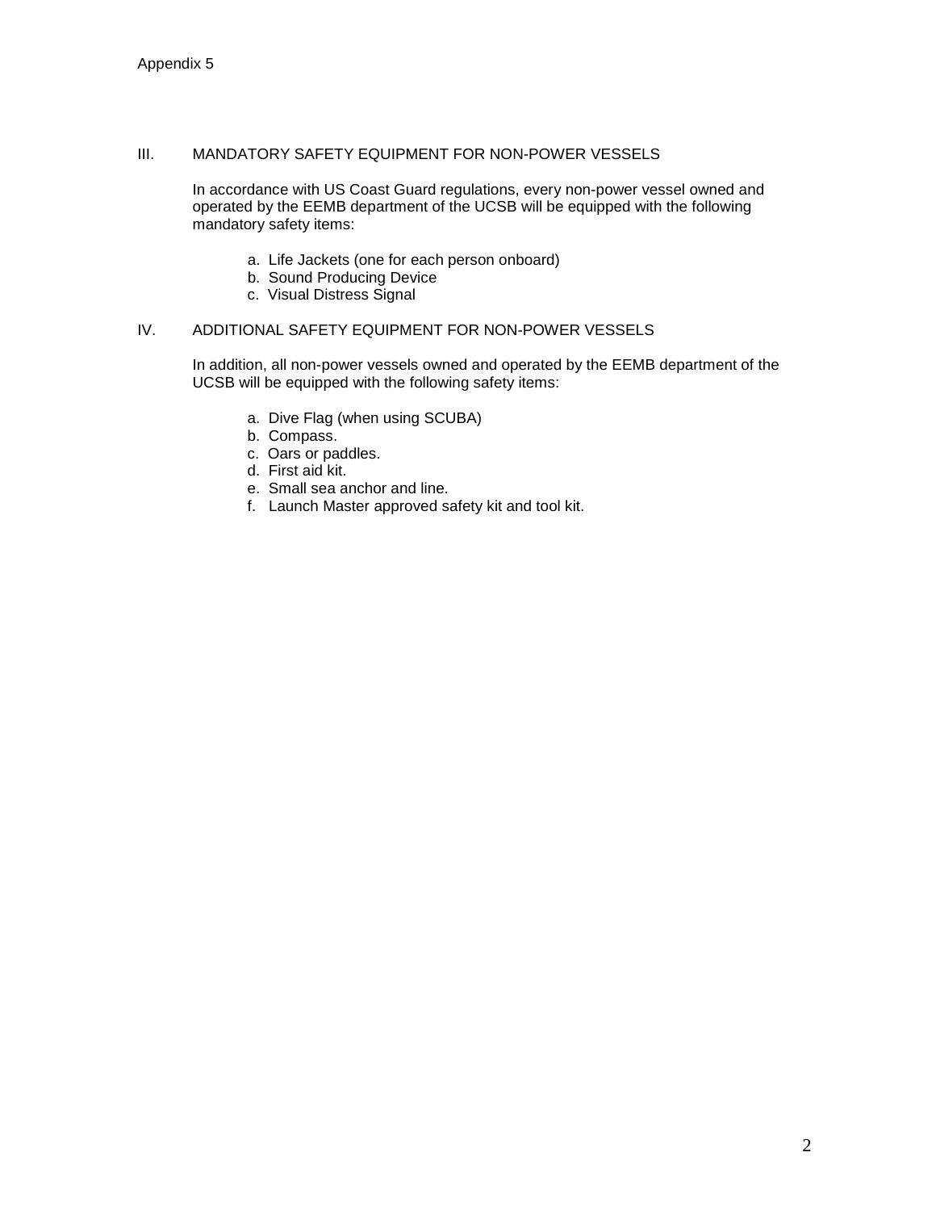Appendix 5

## III. MANDATORY SAFETY EQUIPMENT FOR NON-POWER VESSELS

In accordance with US Coast Guard regulations, every non-power vessel owned and operated by the EEMB department of the UCSB will be equipped with the following mandatory safety items:

a. Life Jackets (one for each person onboard)
b. Sound Producing Device
c. Visual Distress Signal

## IV. ADDITIONAL SAFETY EQUIPMENT FOR NON-POWER VESSELS

In addition, all non-power vessels owned and operated by the EEMB department of the UCSB will be equipped with the following safety items:

a. Dive Flag (when using SCUBA)
b. Compass.
c. Oars or paddles.
d. First aid kit.
e. Small sea anchor and line.
f. Launch Master approved safety kit and tool kit.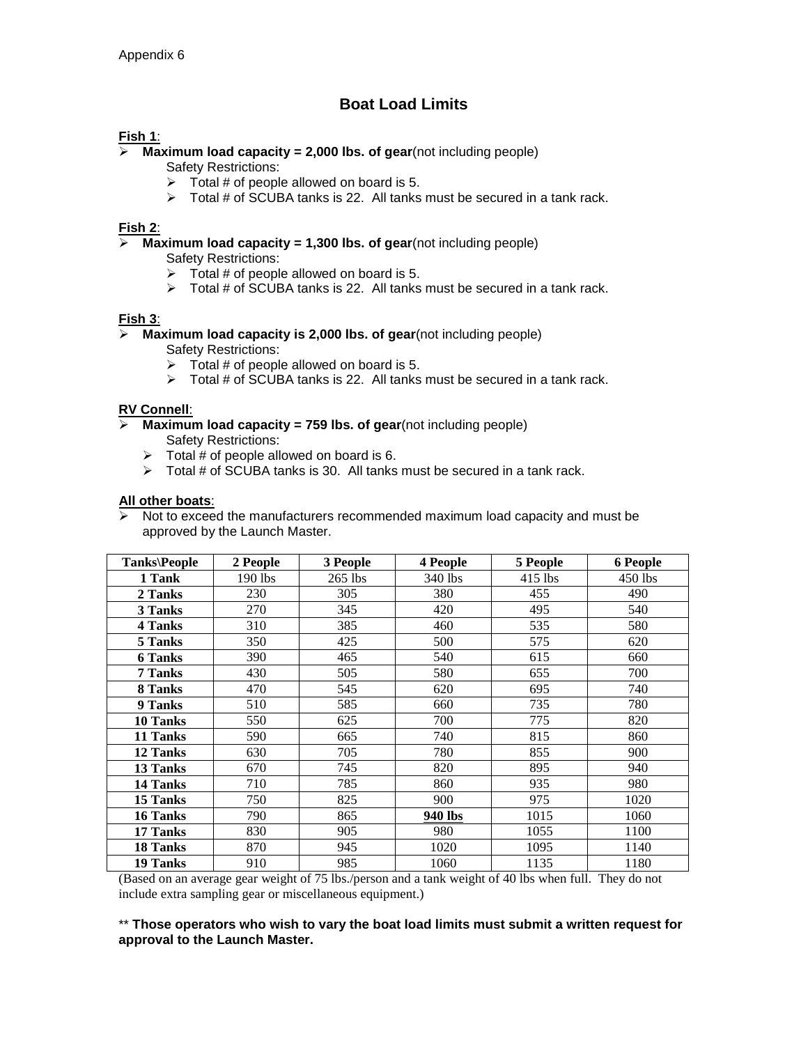Appendix 6

# Boat Load Limits

**Fish 1**:

- **Maximum load capacity = 2,000 lbs. of gear**(not including people)
  Safety Restrictions:
  - Total # of people allowed on board is 5.
  - Total # of SCUBA tanks is 22. All tanks must be secured in a tank rack.

**Fish 2**:

- **Maximum load capacity = 1,300 lbs. of gear**(not including people)
  Safety Restrictions:
  - Total # of people allowed on board is 5.
  - Total # of SCUBA tanks is 22. All tanks must be secured in a tank rack.

**Fish 3**:

- **Maximum load capacity is 2,000 lbs. of gear**(not including people)
  Safety Restrictions:
  - Total # of people allowed on board is 5.
  - Total # of SCUBA tanks is 22. All tanks must be secured in a tank rack.

**RV Connell**:

- **Maximum load capacity = 759 lbs. of gear**(not including people)
  Safety Restrictions:
  - Total # of people allowed on board is 6.
  - Total # of SCUBA tanks is 30. All tanks must be secured in a tank rack.

**All other boats**:

- Not to exceed the manufacturers recommended maximum load capacity and must be approved by the Launch Master.

| Tanks\People | 2 People | 3 People | 4 People | 5 People | 6 People |
|---|---|---|---|---|---|
| 1 Tank | 190 lbs | 265 lbs | 340 lbs | 415 lbs | 450 lbs |
| 2 Tanks | 230 | 305 | 380 | 455 | 490 |
| 3 Tanks | 270 | 345 | 420 | 495 | 540 |
| 4 Tanks | 310 | 385 | 460 | 535 | 580 |
| 5 Tanks | 350 | 425 | 500 | 575 | 620 |
| 6 Tanks | 390 | 465 | 540 | 615 | 660 |
| 7 Tanks | 430 | 505 | 580 | 655 | 700 |
| 8 Tanks | 470 | 545 | 620 | 695 | 740 |
| 9 Tanks | 510 | 585 | 660 | 735 | 780 |
| 10 Tanks | 550 | 625 | 700 | 775 | 820 |
| 11 Tanks | 590 | 665 | 740 | 815 | 860 |
| 12 Tanks | 630 | 705 | 780 | 855 | 900 |
| 13 Tanks | 670 | 745 | 820 | 895 | 940 |
| 14 Tanks | 710 | 785 | 860 | 935 | 980 |
| 15 Tanks | 750 | 825 | 900 | 975 | 1020 |
| 16 Tanks | 790 | 865 | **940 lbs** | 1015 | 1060 |
| 17 Tanks | 830 | 905 | 980 | 1055 | 1100 |
| 18 Tanks | 870 | 945 | 1020 | 1095 | 1140 |
| 19 Tanks | 910 | 985 | 1060 | 1135 | 1180 |

(Based on an average gear weight of 75 lbs./person and a tank weight of 40 lbs when full. They do not include extra sampling gear or miscellaneous equipment.)

** **Those operators who wish to vary the boat load limits must submit a written request for approval to the Launch Master.**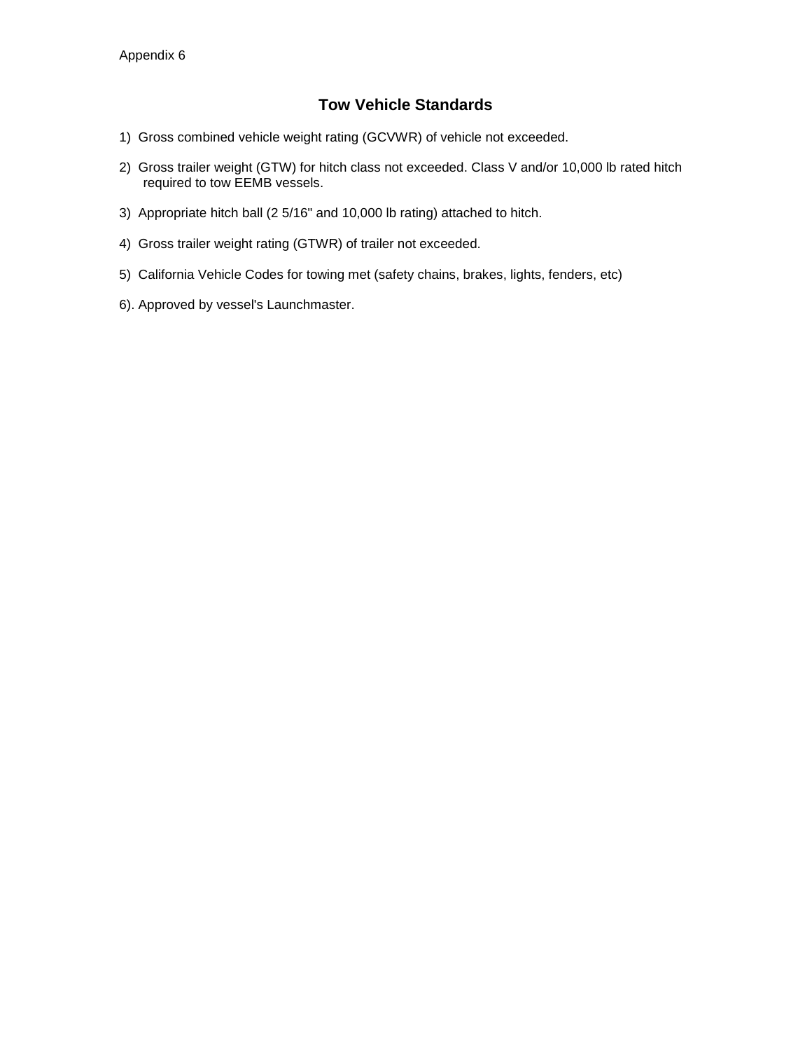Appendix 6

## Tow Vehicle Standards

1) Gross combined vehicle weight rating (GCVWR) of vehicle not exceeded.

2) Gross trailer weight (GTW) for hitch class not exceeded. Class V and/or 10,000 lb rated hitch required to tow EEMB vessels.

3) Appropriate hitch ball (2 5/16" and 10,000 lb rating) attached to hitch.

4) Gross trailer weight rating (GTWR) of trailer not exceeded.

5) California Vehicle Codes for towing met (safety chains, brakes, lights, fenders, etc)

6). Approved by vessel's Launchmaster.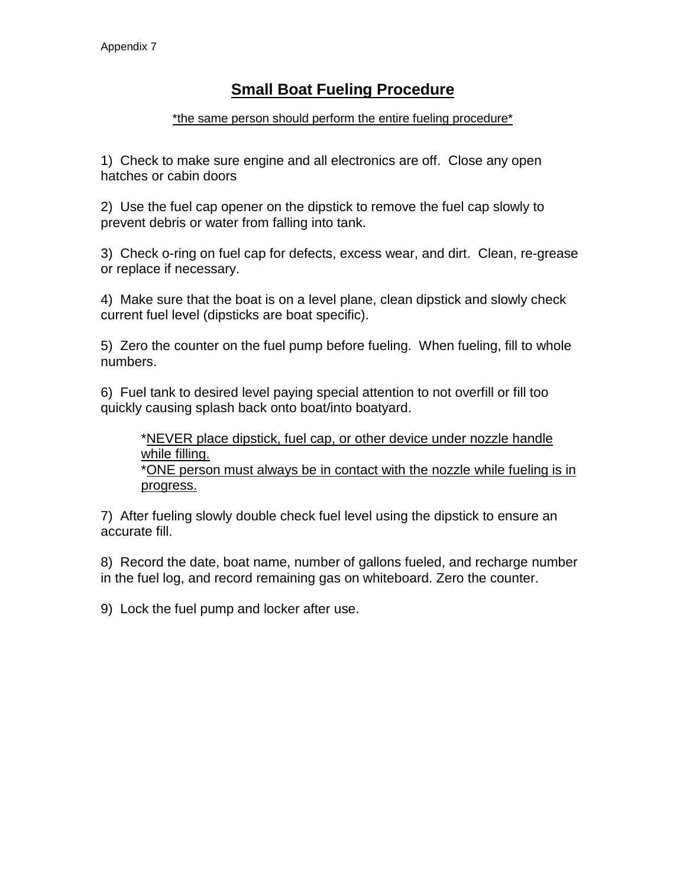Appendix 7

# Small Boat Fueling Procedure

*the same person should perform the entire fueling procedure*

1) Check to make sure engine and all electronics are off. Close any open hatches or cabin doors

2) Use the fuel cap opener on the dipstick to remove the fuel cap slowly to prevent debris or water from falling into tank.

3) Check o-ring on fuel cap for defects, excess wear, and dirt. Clean, re-grease or replace if necessary.

4) Make sure that the boat is on a level plane, clean dipstick and slowly check current fuel level (dipsticks are boat specific).

5) Zero the counter on the fuel pump before fueling. When fueling, fill to whole numbers.

6) Fuel tank to desired level paying special attention to not overfill or fill too quickly causing splash back onto boat/into boatyard.

> *NEVER place dipstick, fuel cap, or other device under nozzle handle while filling.
> *ONE person must always be in contact with the nozzle while fueling is in progress.

7) After fueling slowly double check fuel level using the dipstick to ensure an accurate fill.

8) Record the date, boat name, number of gallons fueled, and recharge number in the fuel log, and record remaining gas on whiteboard. Zero the counter.

9) Lock the fuel pump and locker after use.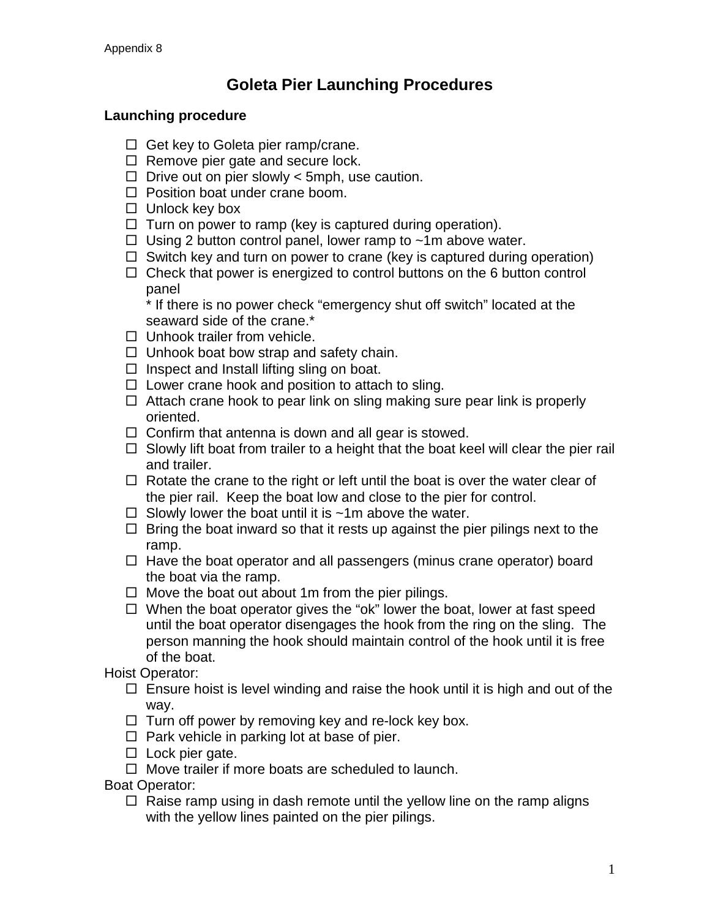Appendix 8

# Goleta Pier Launching Procedures

### Launching procedure

- ☐ Get key to Goleta pier ramp/crane.
- ☐ Remove pier gate and secure lock.
- ☐ Drive out on pier slowly < 5mph, use caution.
- ☐ Position boat under crane boom.
- ☐ Unlock key box
- ☐ Turn on power to ramp (key is captured during operation).
- ☐ Using 2 button control panel, lower ramp to ~1m above water.
- ☐ Switch key and turn on power to crane (key is captured during operation)
- ☐ Check that power is energized to control buttons on the 6 button control panel
  * If there is no power check "emergency shut off switch" located at the seaward side of the crane.*
- ☐ Unhook trailer from vehicle.
- ☐ Unhook boat bow strap and safety chain.
- ☐ Inspect and Install lifting sling on boat.
- ☐ Lower crane hook and position to attach to sling.
- ☐ Attach crane hook to pear link on sling making sure pear link is properly oriented.
- ☐ Confirm that antenna is down and all gear is stowed.
- ☐ Slowly lift boat from trailer to a height that the boat keel will clear the pier rail and trailer.
- ☐ Rotate the crane to the right or left until the boat is over the water clear of the pier rail. Keep the boat low and close to the pier for control.
- ☐ Slowly lower the boat until it is ~1m above the water.
- ☐ Bring the boat inward so that it rests up against the pier pilings next to the ramp.
- ☐ Have the boat operator and all passengers (minus crane operator) board the boat via the ramp.
- ☐ Move the boat out about 1m from the pier pilings.
- ☐ When the boat operator gives the "ok" lower the boat, lower at fast speed until the boat operator disengages the hook from the ring on the sling. The person manning the hook should maintain control of the hook until it is free of the boat.

Hoist Operator:

- ☐ Ensure hoist is level winding and raise the hook until it is high and out of the way.
- ☐ Turn off power by removing key and re-lock key box.
- ☐ Park vehicle in parking lot at base of pier.
- ☐ Lock pier gate.
- ☐ Move trailer if more boats are scheduled to launch.

Boat Operator:

- ☐ Raise ramp using in dash remote until the yellow line on the ramp aligns with the yellow lines painted on the pier pilings.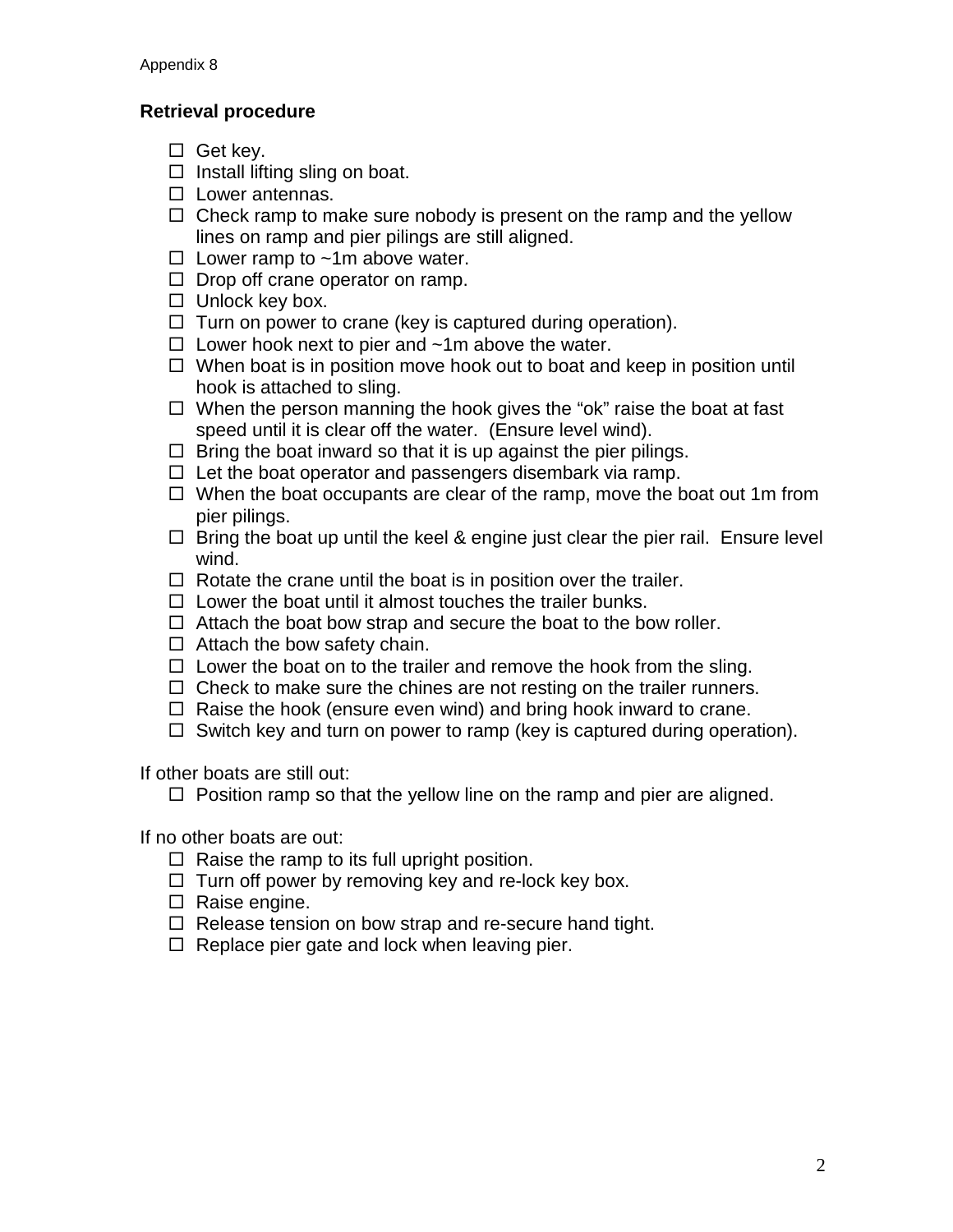Appendix 8

### Retrieval procedure

- ☐ Get key.
- ☐ Install lifting sling on boat.
- ☐ Lower antennas.
- ☐ Check ramp to make sure nobody is present on the ramp and the yellow lines on ramp and pier pilings are still aligned.
- ☐ Lower ramp to ~1m above water.
- ☐ Drop off crane operator on ramp.
- ☐ Unlock key box.
- ☐ Turn on power to crane (key is captured during operation).
- ☐ Lower hook next to pier and ~1m above the water.
- ☐ When boat is in position move hook out to boat and keep in position until hook is attached to sling.
- ☐ When the person manning the hook gives the "ok" raise the boat at fast speed until it is clear off the water. (Ensure level wind).
- ☐ Bring the boat inward so that it is up against the pier pilings.
- ☐ Let the boat operator and passengers disembark via ramp.
- ☐ When the boat occupants are clear of the ramp, move the boat out 1m from pier pilings.
- ☐ Bring the boat up until the keel & engine just clear the pier rail. Ensure level wind.
- ☐ Rotate the crane until the boat is in position over the trailer.
- ☐ Lower the boat until it almost touches the trailer bunks.
- ☐ Attach the boat bow strap and secure the boat to the bow roller.
- ☐ Attach the bow safety chain.
- ☐ Lower the boat on to the trailer and remove the hook from the sling.
- ☐ Check to make sure the chines are not resting on the trailer runners.
- ☐ Raise the hook (ensure even wind) and bring hook inward to crane.
- ☐ Switch key and turn on power to ramp (key is captured during operation).

If other boats are still out:

- ☐ Position ramp so that the yellow line on the ramp and pier are aligned.

If no other boats are out:

- ☐ Raise the ramp to its full upright position.
- ☐ Turn off power by removing key and re-lock key box.
- ☐ Raise engine.
- ☐ Release tension on bow strap and re-secure hand tight.
- ☐ Replace pier gate and lock when leaving pier.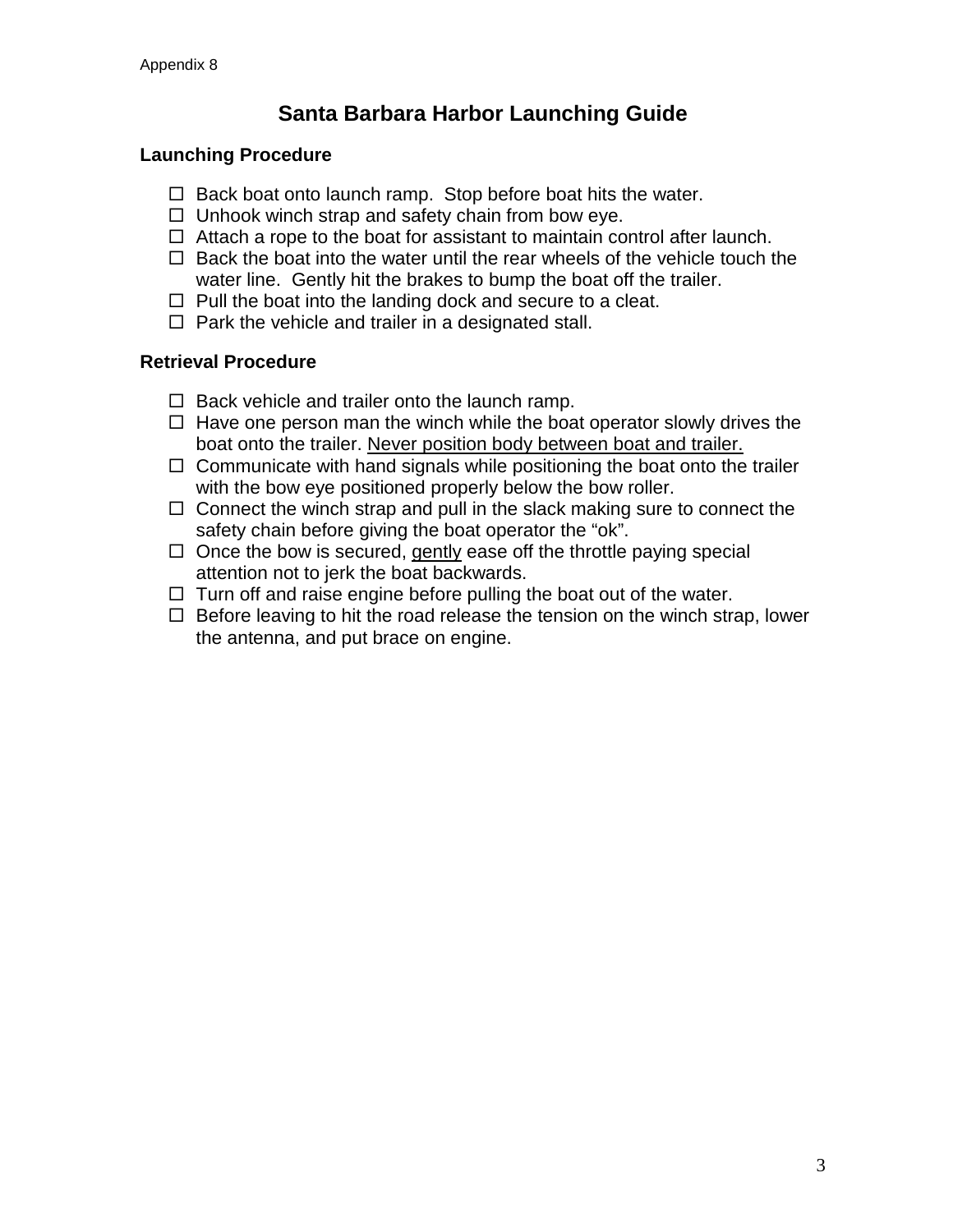Appendix 8

# Santa Barbara Harbor Launching Guide

## Launching Procedure

- ☐ Back boat onto launch ramp. Stop before boat hits the water.
- ☐ Unhook winch strap and safety chain from bow eye.
- ☐ Attach a rope to the boat for assistant to maintain control after launch.
- ☐ Back the boat into the water until the rear wheels of the vehicle touch the water line. Gently hit the brakes to bump the boat off the trailer.
- ☐ Pull the boat into the landing dock and secure to a cleat.
- ☐ Park the vehicle and trailer in a designated stall.

## Retrieval Procedure

- ☐ Back vehicle and trailer onto the launch ramp.
- ☐ Have one person man the winch while the boat operator slowly drives the boat onto the trailer. <u>Never position body between boat and trailer.</u>
- ☐ Communicate with hand signals while positioning the boat onto the trailer with the bow eye positioned properly below the bow roller.
- ☐ Connect the winch strap and pull in the slack making sure to connect the safety chain before giving the boat operator the "ok".
- ☐ Once the bow is secured, <u>gently</u> ease off the throttle paying special attention not to jerk the boat backwards.
- ☐ Turn off and raise engine before pulling the boat out of the water.
- ☐ Before leaving to hit the road release the tension on the winch strap, lower the antenna, and put brace on engine.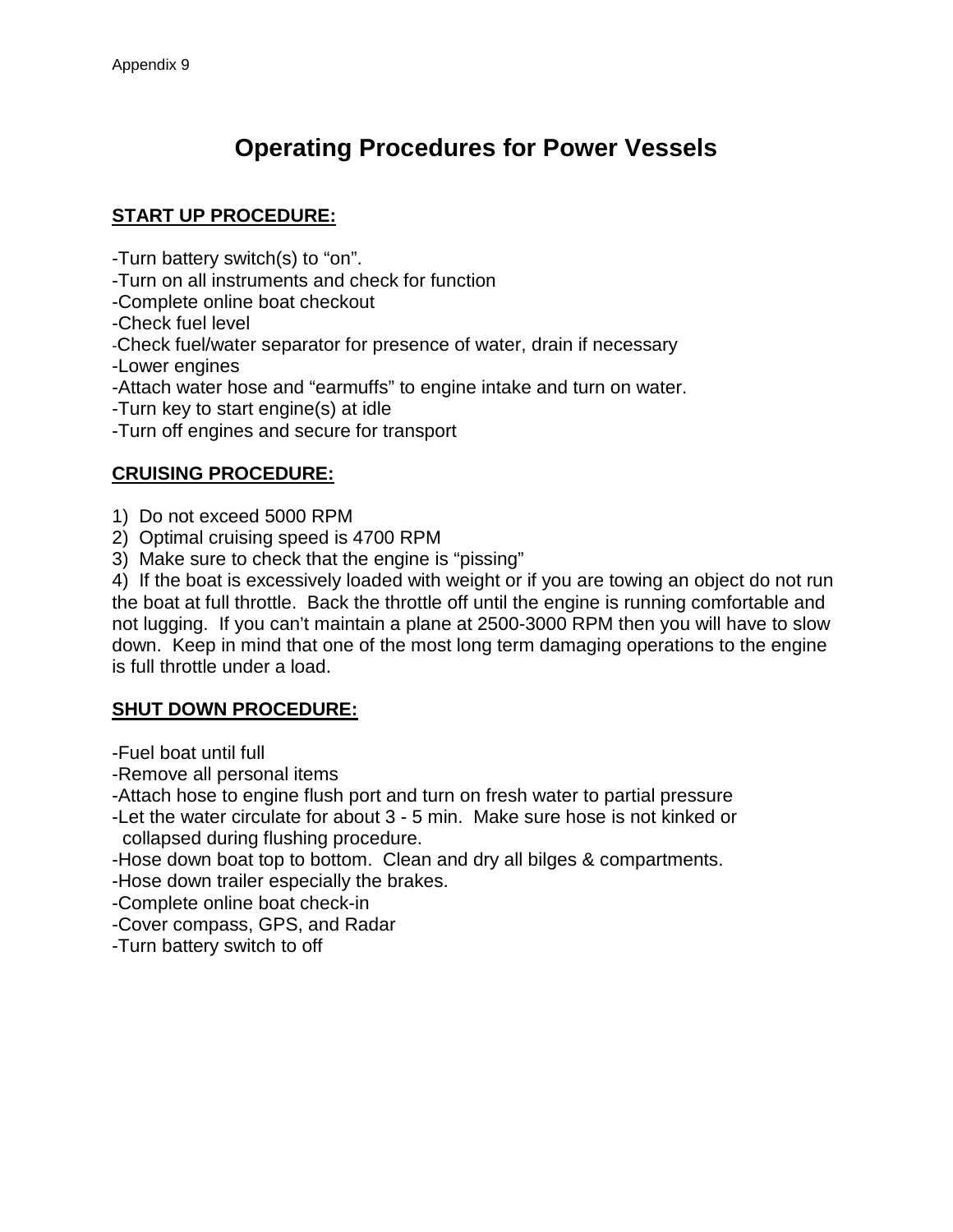Appendix 9

# Operating Procedures for Power Vessels

## START UP PROCEDURE:

-Turn battery switch(s) to "on".
-Turn on all instruments and check for function
-Complete online boat checkout
-Check fuel level
-Check fuel/water separator for presence of water, drain if necessary
-Lower engines
-Attach water hose and "earmuffs" to engine intake and turn on water.
-Turn key to start engine(s) at idle
-Turn off engines and secure for transport

## CRUISING PROCEDURE:

1) Do not exceed 5000 RPM
2) Optimal cruising speed is 4700 RPM
3) Make sure to check that the engine is "pissing"
4) If the boat is excessively loaded with weight or if you are towing an object do not run the boat at full throttle. Back the throttle off until the engine is running comfortable and not lugging. If you can't maintain a plane at 2500-3000 RPM then you will have to slow down. Keep in mind that one of the most long term damaging operations to the engine is full throttle under a load.

## SHUT DOWN PROCEDURE:

-Fuel boat until full
-Remove all personal items
-Attach hose to engine flush port and turn on fresh water to partial pressure
-Let the water circulate for about 3 - 5 min. Make sure hose is not kinked or collapsed during flushing procedure.
-Hose down boat top to bottom. Clean and dry all bilges & compartments.
-Hose down trailer especially the brakes.
-Complete online boat check-in
-Cover compass, GPS, and Radar
-Turn battery switch to off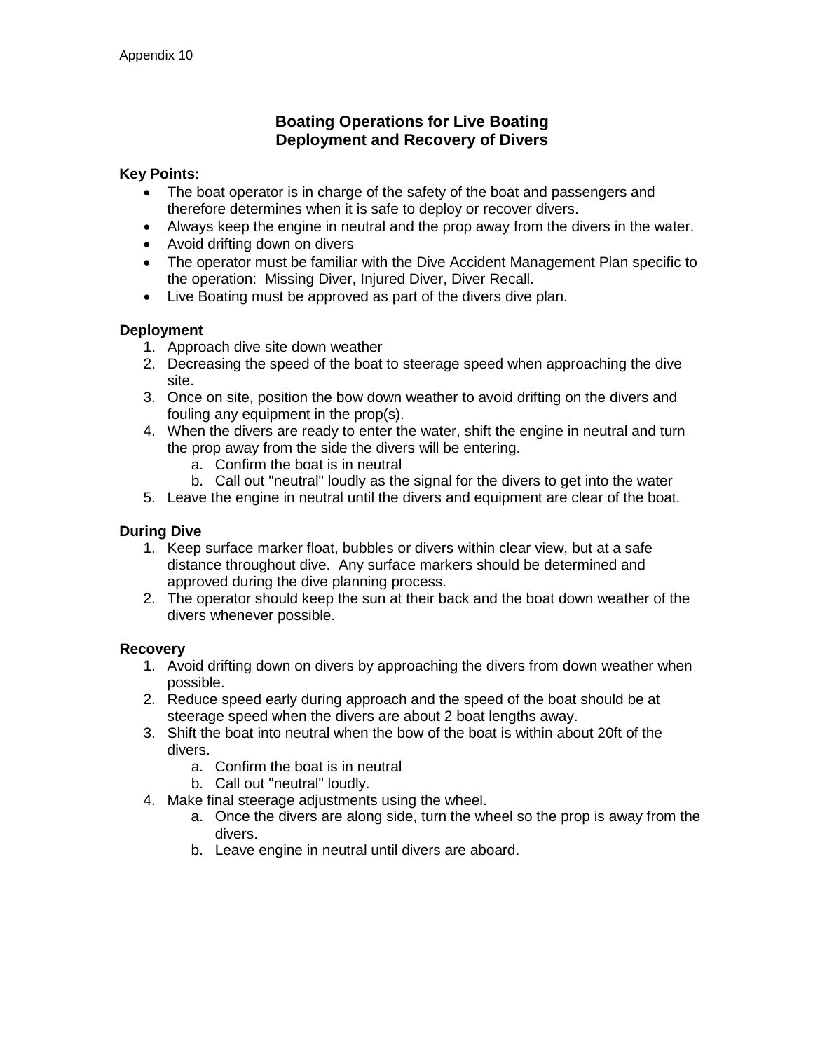Appendix 10

# Boating Operations for Live Boating
# Deployment and Recovery of Divers

**Key Points:**

- The boat operator is in charge of the safety of the boat and passengers and therefore determines when it is safe to deploy or recover divers.
- Always keep the engine in neutral and the prop away from the divers in the water.
- Avoid drifting down on divers
- The operator must be familiar with the Dive Accident Management Plan specific to the operation: Missing Diver, Injured Diver, Diver Recall.
- Live Boating must be approved as part of the divers dive plan.

**Deployment**

1. Approach dive site down weather
2. Decreasing the speed of the boat to steerage speed when approaching the dive site.
3. Once on site, position the bow down weather to avoid drifting on the divers and fouling any equipment in the prop(s).
4. When the divers are ready to enter the water, shift the engine in neutral and turn the prop away from the side the divers will be entering.
   a. Confirm the boat is in neutral
   b. Call out "neutral" loudly as the signal for the divers to get into the water
5. Leave the engine in neutral until the divers and equipment are clear of the boat.

**During Dive**

1. Keep surface marker float, bubbles or divers within clear view, but at a safe distance throughout dive. Any surface markers should be determined and approved during the dive planning process.
2. The operator should keep the sun at their back and the boat down weather of the divers whenever possible.

**Recovery**

1. Avoid drifting down on divers by approaching the divers from down weather when possible.
2. Reduce speed early during approach and the speed of the boat should be at steerage speed when the divers are about 2 boat lengths away.
3. Shift the boat into neutral when the bow of the boat is within about 20ft of the divers.
   a. Confirm the boat is in neutral
   b. Call out "neutral" loudly.
4. Make final steerage adjustments using the wheel.
   a. Once the divers are along side, turn the wheel so the prop is away from the divers.
   b. Leave engine in neutral until divers are aboard.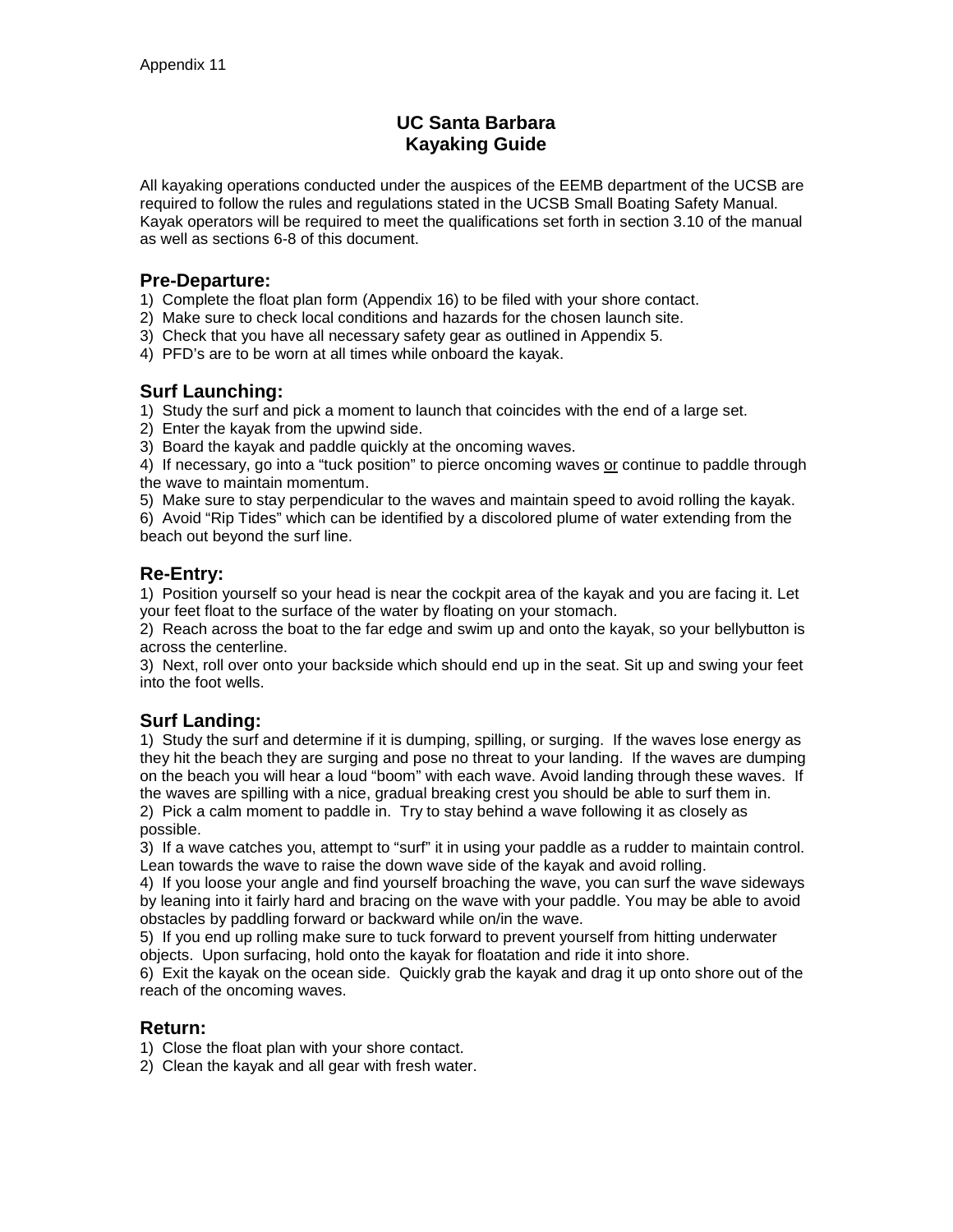Appendix 11

# UC Santa Barbara
# Kayaking Guide

All kayaking operations conducted under the auspices of the EEMB department of the UCSB are required to follow the rules and regulations stated in the UCSB Small Boating Safety Manual. Kayak operators will be required to meet the qualifications set forth in section 3.10 of the manual as well as sections 6-8 of this document.

## Pre-Departure:

1) Complete the float plan form (Appendix 16) to be filed with your shore contact.
2) Make sure to check local conditions and hazards for the chosen launch site.
3) Check that you have all necessary safety gear as outlined in Appendix 5.
4) PFD's are to be worn at all times while onboard the kayak.

## Surf Launching:

1) Study the surf and pick a moment to launch that coincides with the end of a large set.
2) Enter the kayak from the upwind side.
3) Board the kayak and paddle quickly at the oncoming waves.
4) If necessary, go into a "tuck position" to pierce oncoming waves <u>or</u> continue to paddle through the wave to maintain momentum.
5) Make sure to stay perpendicular to the waves and maintain speed to avoid rolling the kayak.
6) Avoid "Rip Tides" which can be identified by a discolored plume of water extending from the beach out beyond the surf line.

## Re-Entry:

1) Position yourself so your head is near the cockpit area of the kayak and you are facing it. Let your feet float to the surface of the water by floating on your stomach.
2) Reach across the boat to the far edge and swim up and onto the kayak, so your bellybutton is across the centerline.
3) Next, roll over onto your backside which should end up in the seat. Sit up and swing your feet into the foot wells.

## Surf Landing:

1) Study the surf and determine if it is dumping, spilling, or surging. If the waves lose energy as they hit the beach they are surging and pose no threat to your landing. If the waves are dumping on the beach you will hear a loud "boom" with each wave. Avoid landing through these waves. If the waves are spilling with a nice, gradual breaking crest you should be able to surf them in.
2) Pick a calm moment to paddle in. Try to stay behind a wave following it as closely as possible.
3) If a wave catches you, attempt to "surf" it in using your paddle as a rudder to maintain control. Lean towards the wave to raise the down wave side of the kayak and avoid rolling.
4) If you loose your angle and find yourself broaching the wave, you can surf the wave sideways by leaning into it fairly hard and bracing on the wave with your paddle. You may be able to avoid obstacles by paddling forward or backward while on/in the wave.
5) If you end up rolling make sure to tuck forward to prevent yourself from hitting underwater objects. Upon surfacing, hold onto the kayak for floatation and ride it into shore.
6) Exit the kayak on the ocean side. Quickly grab the kayak and drag it up onto shore out of the reach of the oncoming waves.

## Return:

1) Close the float plan with your shore contact.
2) Clean the kayak and all gear with fresh water.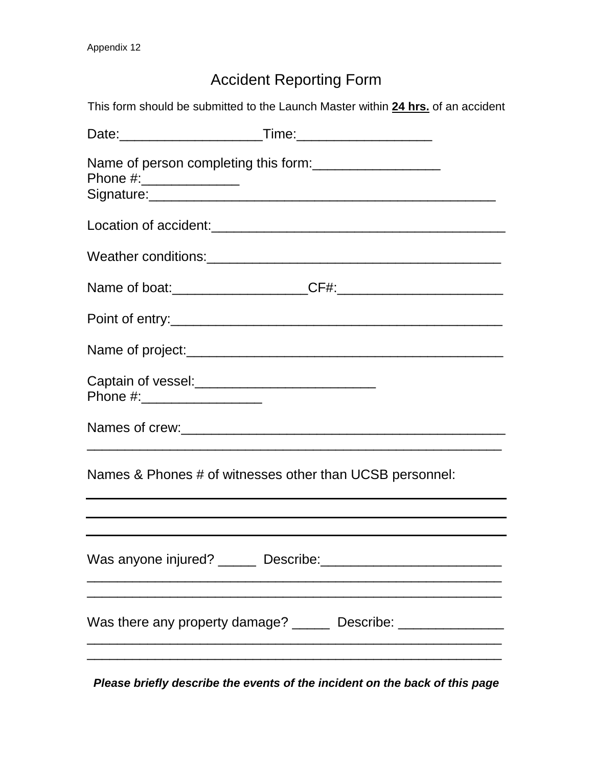Appendix 12

# Accident Reporting Form

This form should be submitted to the Launch Master within **24 hrs.** of an accident

Date:___________________Time:_________________

Name of person completing this form:_________________
Phone #:_____________
Signature:_______________________________________________

Location of accident:_______________________________________

Weather conditions:_______________________________________

Name of boat:__________________CF#:______________________

Point of entry:___________________________________________

Name of project:_________________________________________

Captain of vessel:________________________
Phone #:________________

Names of crew:__________________________________________
________________________________________________________

Names & Phones # of witnesses other than UCSB personnel:

________________________________________________________

________________________________________________________

________________________________________________________

Was anyone injured? _____ Describe:________________________
________________________________________________________
________________________________________________________

Was there any property damage? _____ Describe: ______________
________________________________________________________
________________________________________________________

***Please briefly describe the events of the incident on the back of this page***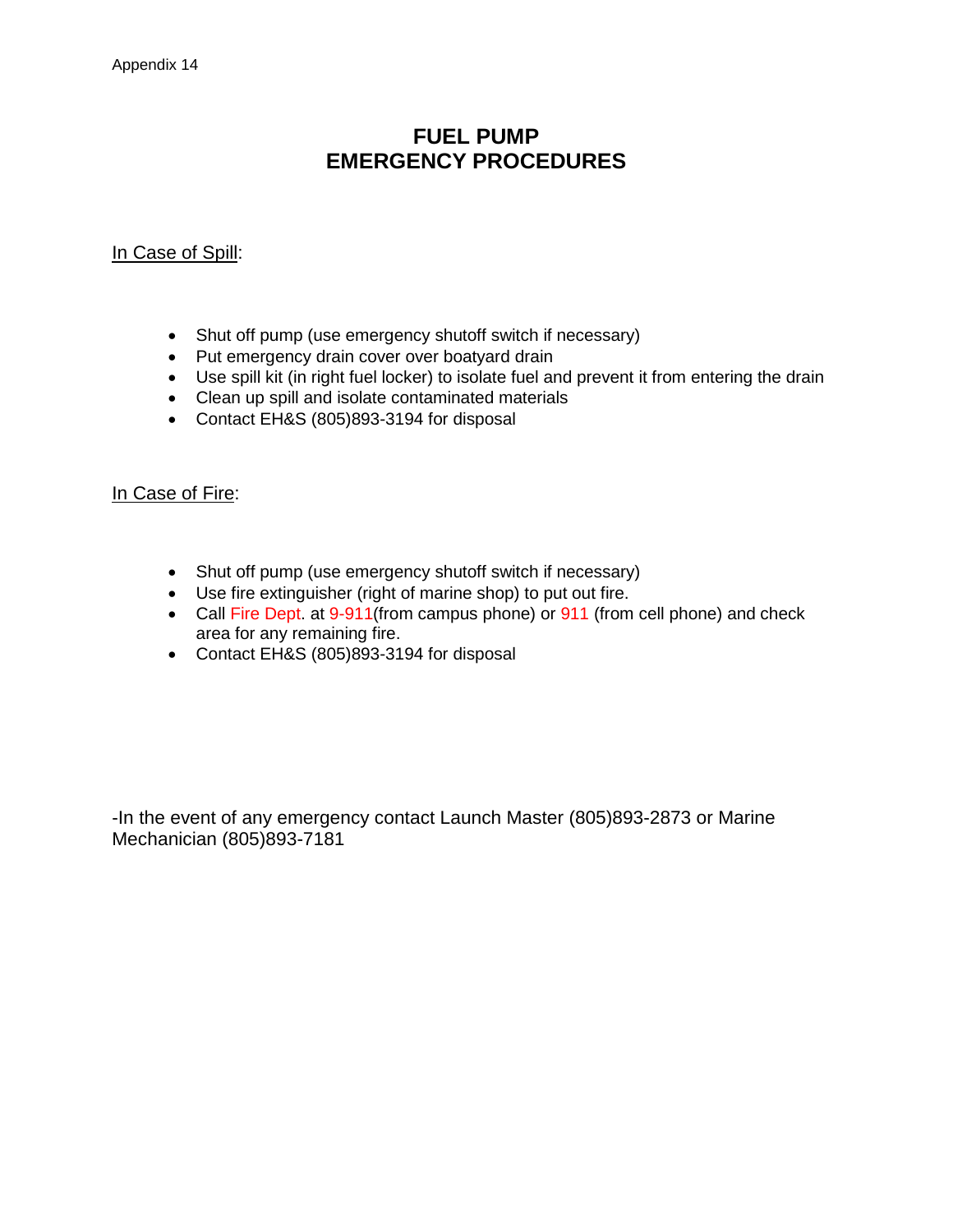Appendix 14

# FUEL PUMP EMERGENCY PROCEDURES

In Case of Spill:

- Shut off pump (use emergency shutoff switch if necessary)
- Put emergency drain cover over boatyard drain
- Use spill kit (in right fuel locker) to isolate fuel and prevent it from entering the drain
- Clean up spill and isolate contaminated materials
- Contact EH&S (805)893-3194 for disposal

In Case of Fire:

- Shut off pump (use emergency shutoff switch if necessary)
- Use fire extinguisher (right of marine shop) to put out fire.
- Call Fire Dept. at 9-911(from campus phone) or 911 (from cell phone) and check area for any remaining fire.
- Contact EH&S (805)893-3194 for disposal

-In the event of any emergency contact Launch Master (805)893-2873 or Marine Mechanician (805)893-7181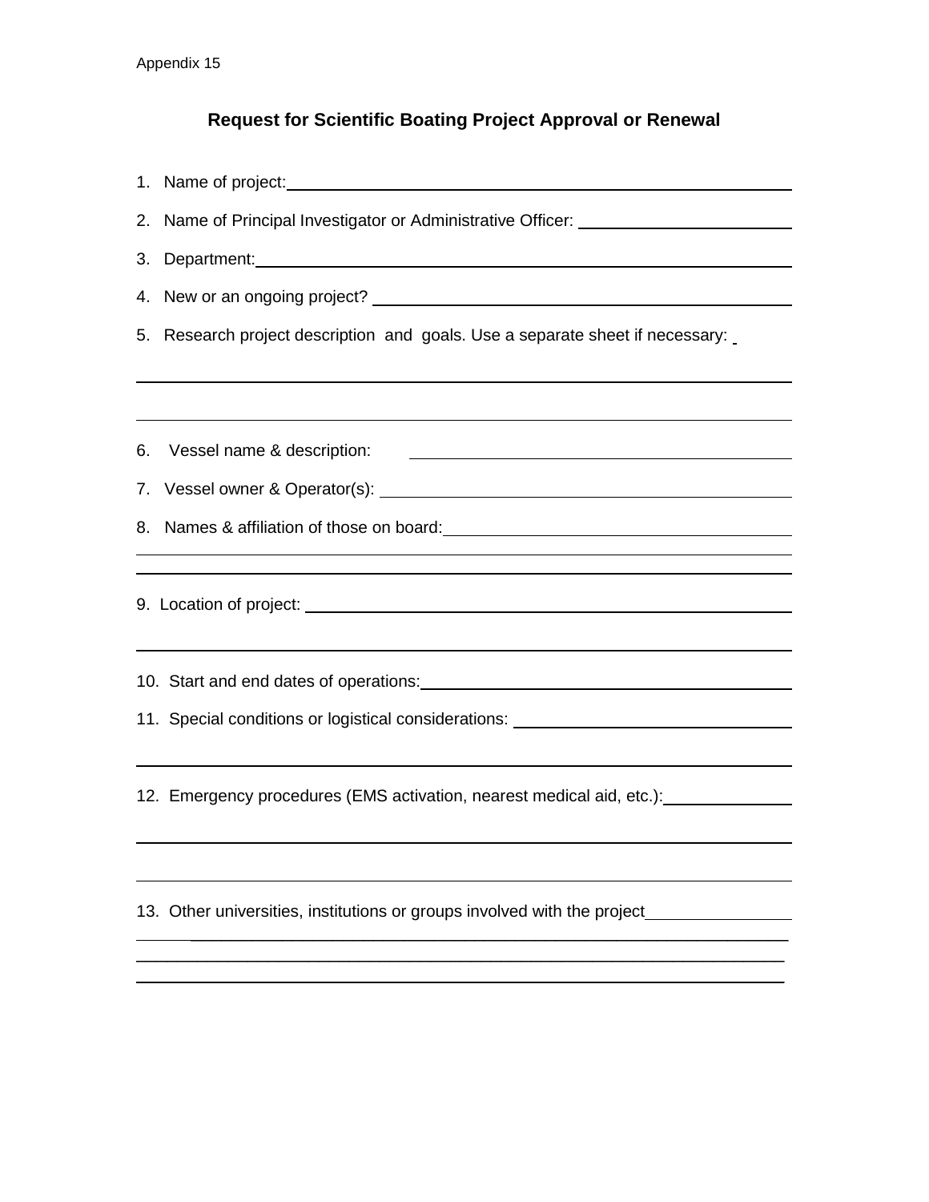Appendix 15

## Request for Scientific Boating Project Approval or Renewal

1. Name of project: ______________________________________________

2. Name of Principal Investigator or Administrative Officer: ______________________

3. Department: ______________________________________________

4. New or an ongoing project? ______________________________________________

5. Research project description and goals. Use a separate sheet if necessary:

______________________________________________

______________________________________________

6. Vessel name & description: ______________________________________________

7. Vessel owner & Operator(s): ______________________________________________

8. Names & affiliation of those on board: ______________________________________________

______________________________________________

______________________________________________

9. Location of project: ______________________________________________

______________________________________________

10. Start and end dates of operations: ______________________________________________

11. Special conditions or logistical considerations: ______________________________________________

______________________________________________

12. Emergency procedures (EMS activation, nearest medical aid, etc.): ______________

______________________________________________

______________________________________________

13. Other universities, institutions or groups involved with the project ______________

______________________________________________

______________________________________________

______________________________________________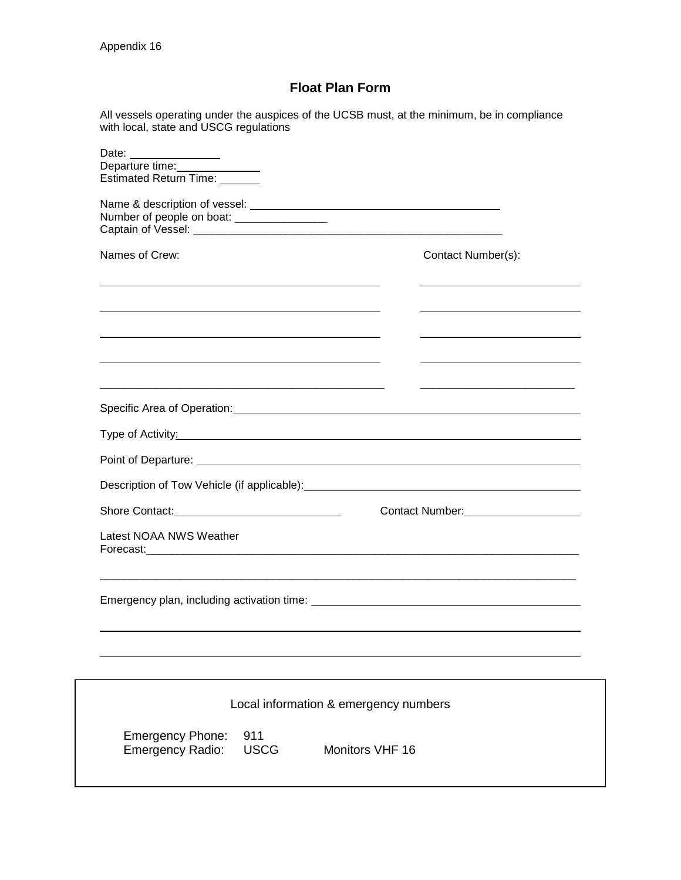Appendix 16

## Float Plan Form

All vessels operating under the auspices of the UCSB must, at the minimum, be in compliance with local, state and USCG regulations

Date: _______________
Departure time: _______________
Estimated Return Time: _______

Name & description of vessel: ________________________________________
Number of people on boat: _______________
Captain of Vessel: ________________________________________________

| Names of Crew: | Contact Number(s): |
|---|---|
| | |
| | |
| | |
| | |
| | |

Specific Area of Operation: ________________________________________________

Type of Activity: ________________________________________________

Point of Departure: ________________________________________________

Description of Tow Vehicle (if applicable): ________________________________________

Shore Contact: ___________________________ Contact Number: ___________________

Latest NOAA NWS Weather Forecast: ________________________________________________

________________________________________________________________________

Emergency plan, including activation time: ________________________________________

________________________________________________________________________

________________________________________________________________________

Local information & emergency numbers

Emergency Phone: 911
Emergency Radio: USCG Monitors VHF 16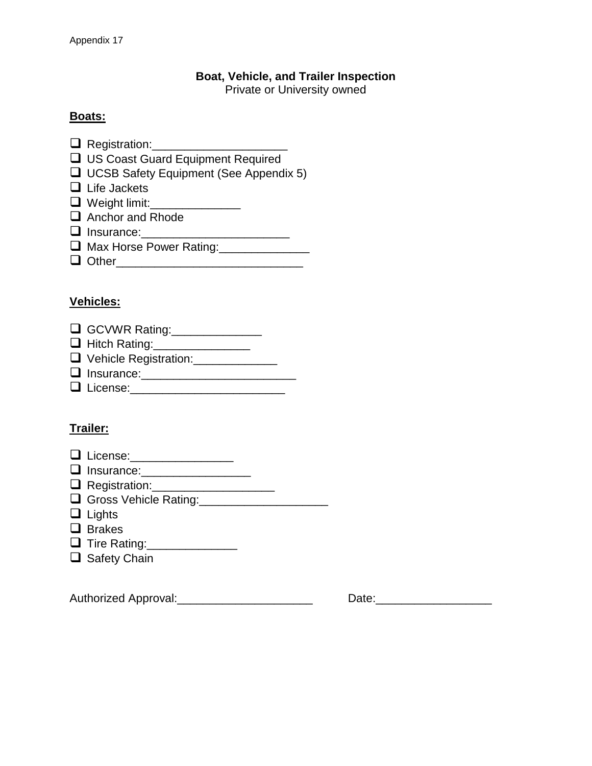Appendix 17

**Boat, Vehicle, and Trailer Inspection**
Private or University owned

**Boats:**

- [ ] Registration:____________________
- [ ] US Coast Guard Equipment Required
- [ ] UCSB Safety Equipment (See Appendix 5)
- [ ] Life Jackets
- [ ] Weight limit:______________
- [ ] Anchor and Rhode
- [ ] Insurance:______________________
- [ ] Max Horse Power Rating:______________
- [ ] Other____________________________

**Vehicles:**

- [ ] GCVWR Rating:______________
- [ ] Hitch Rating:_______________
- [ ] Vehicle Registration:_____________
- [ ] Insurance:________________________
- [ ] License:________________________

**Trailer:**

- [ ] License:________________
- [ ] Insurance:_________________
- [ ] Registration:__________________
- [ ] Gross Vehicle Rating:___________________
- [ ] Lights
- [ ] Brakes
- [ ] Tire Rating:______________
- [ ] Safety Chain

Authorized Approval:_____________________ Date:_________________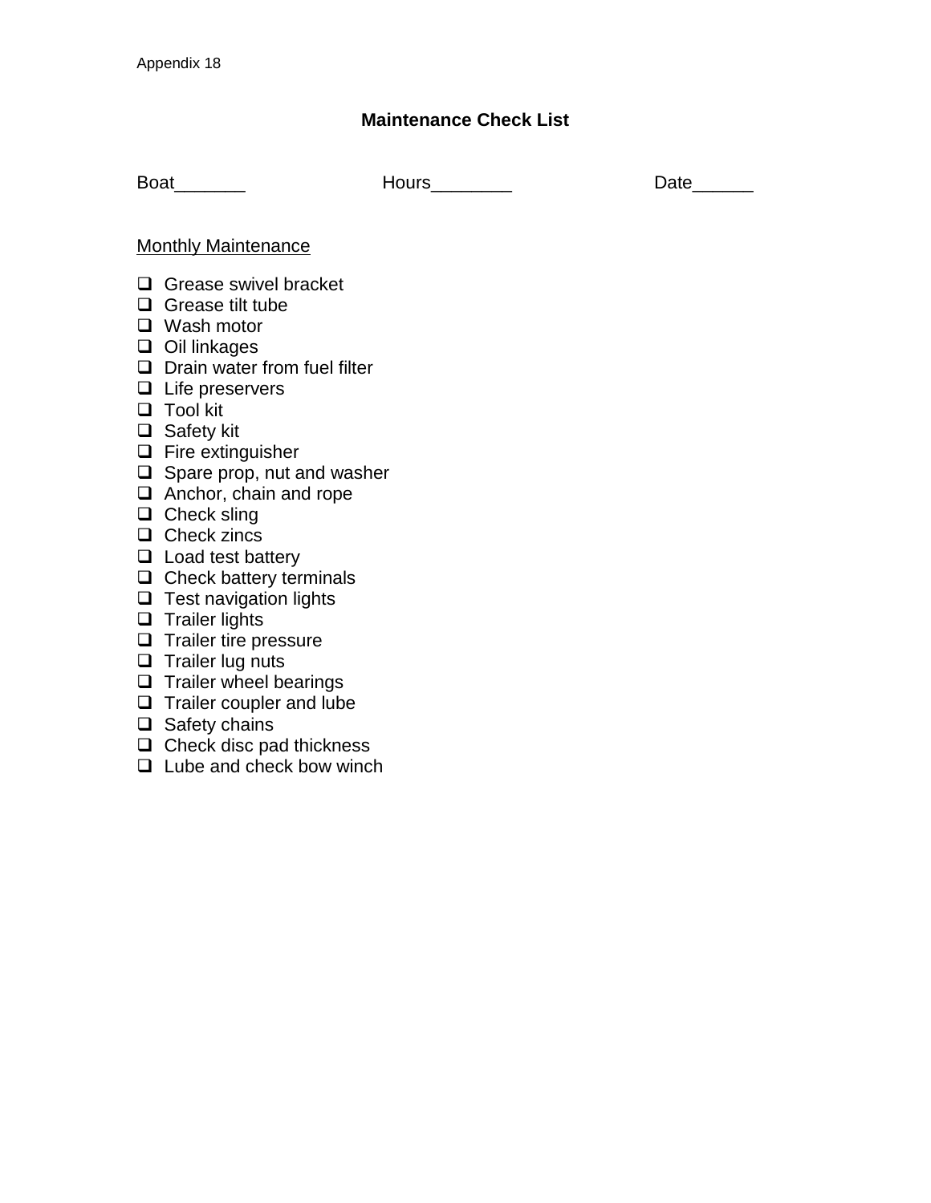Appendix 18

## Maintenance Check List

Boat_______ Hours________ Date______

Monthly Maintenance

- [ ] Grease swivel bracket
- [ ] Grease tilt tube
- [ ] Wash motor
- [ ] Oil linkages
- [ ] Drain water from fuel filter
- [ ] Life preservers
- [ ] Tool kit
- [ ] Safety kit
- [ ] Fire extinguisher
- [ ] Spare prop, nut and washer
- [ ] Anchor, chain and rope
- [ ] Check sling
- [ ] Check zincs
- [ ] Load test battery
- [ ] Check battery terminals
- [ ] Test navigation lights
- [ ] Trailer lights
- [ ] Trailer tire pressure
- [ ] Trailer lug nuts
- [ ] Trailer wheel bearings
- [ ] Trailer coupler and lube
- [ ] Safety chains
- [ ] Check disc pad thickness
- [ ] Lube and check bow winch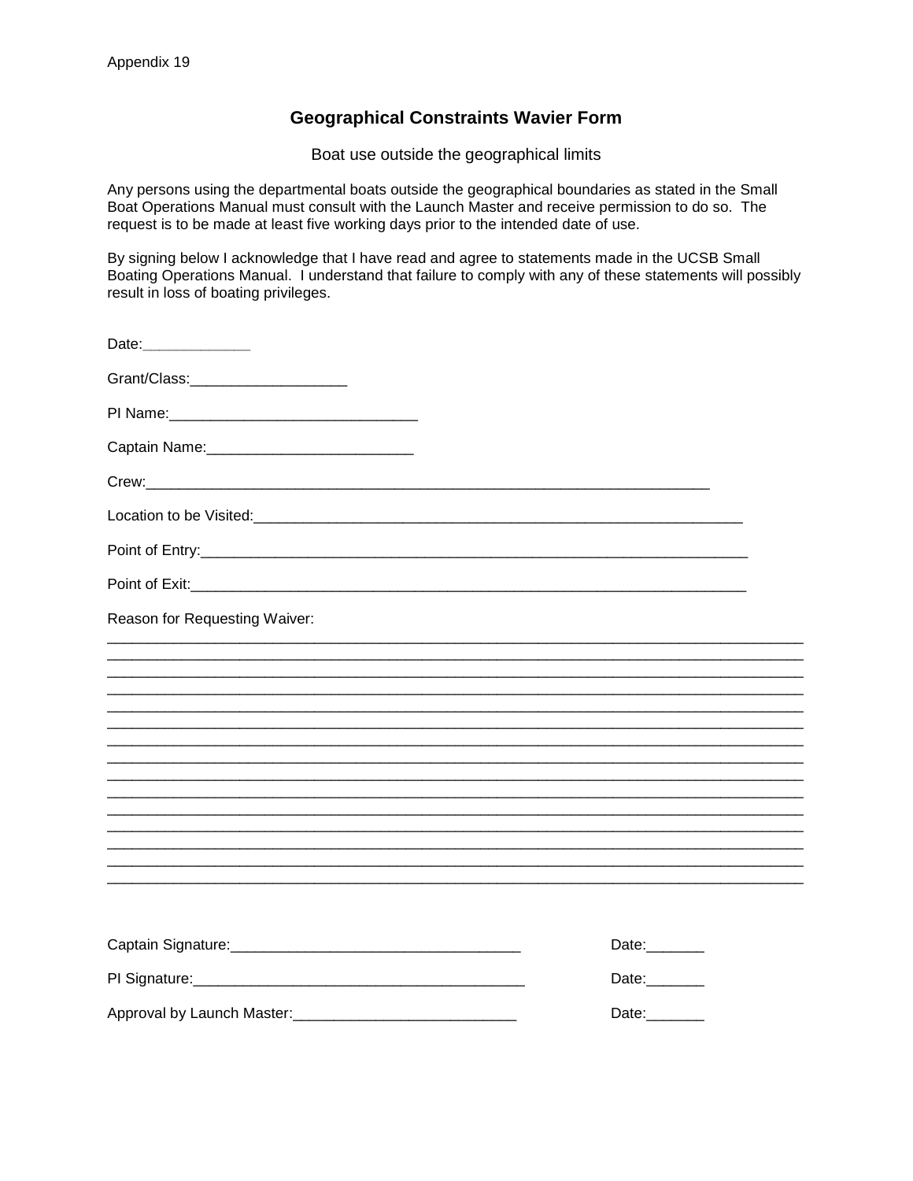Appendix 19

## Geographical Constraints Wavier Form

Boat use outside the geographical limits

Any persons using the departmental boats outside the geographical boundaries as stated in the Small Boat Operations Manual must consult with the Launch Master and receive permission to do so. The request is to be made at least five working days prior to the intended date of use.

By signing below I acknowledge that I have read and agree to statements made in the UCSB Small Boating Operations Manual. I understand that failure to comply with any of these statements will possibly result in loss of boating privileges.

Date:_____________

Grant/Class:___________________

PI Name:______________________________

Captain Name:_________________________

Crew:_____________________________________________________________________

Location to be Visited:_______________________________________________________

Point of Entry:______________________________________________________________

Point of Exit:_______________________________________________________________

Reason for Requesting Waiver:

_____________________________________________________________________________________
_____________________________________________________________________________________
_____________________________________________________________________________________
_____________________________________________________________________________________
_____________________________________________________________________________________
_____________________________________________________________________________________
_____________________________________________________________________________________
_____________________________________________________________________________________
_____________________________________________________________________________________
_____________________________________________________________________________________
_____________________________________________________________________________________
_____________________________________________________________________________________
_____________________________________________________________________________________
_____________________________________________________________________________________
_____________________________________________________________________________________

Captain Signature:___________________________________ Date:_______

PI Signature:_________________________________________ Date:_______

Approval by Launch Master:___________________________ Date:_______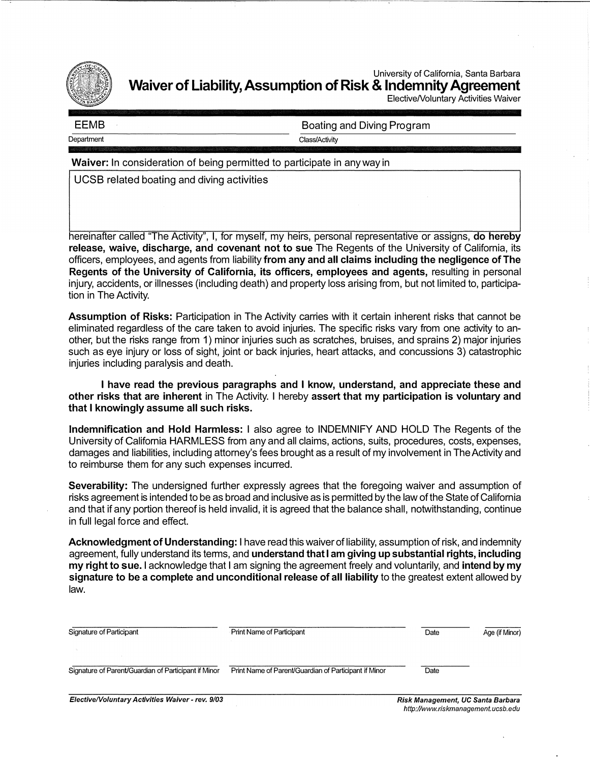University of California, Santa Barbara

# Waiver of Liability, Assumption of Risk & Indemnity Agreement

Elective/Voluntary Activities Waiver

| EEMB | Boating and Diving Program |
|---|---|
| Department | Class/Activity |

**Waiver:** In consideration of being permitted to participate in any way in

UCSB related boating and diving activities

hereinafter called "The Activity", I, for myself, my heirs, personal representative or assigns, **do hereby release, waive, discharge, and covenant not to sue** The Regents of the University of California, its officers, employees, and agents from liability **from any and all claims including the negligence of The Regents of the University of California, its officers, employees and agents,** resulting in personal injury, accidents, or illnesses (including death) and property loss arising from, but not limited to, participation in The Activity.

**Assumption of Risks:** Participation in The Activity carries with it certain inherent risks that cannot be eliminated regardless of the care taken to avoid injuries. The specific risks vary from one activity to another, but the risks range from 1) minor injuries such as scratches, bruises, and sprains 2) major injuries such as eye injury or loss of sight, joint or back injuries, heart attacks, and concussions 3) catastrophic injuries including paralysis and death.

**I have read the previous paragraphs and I know, understand, and appreciate these and other risks that are inherent** in The Activity. I hereby **assert that my participation is voluntary and that I knowingly assume all such risks.**

**Indemnification and Hold Harmless:** I also agree to INDEMNIFY AND HOLD The Regents of the University of California HARMLESS from any and all claims, actions, suits, procedures, costs, expenses, damages and liabilities, including attorney's fees brought as a result of my involvement in The Activity and to reimburse them for any such expenses incurred.

**Severability:** The undersigned further expressly agrees that the foregoing waiver and assumption of risks agreement is intended to be as broad and inclusive as is permitted by the law of the State of California and that if any portion thereof is held invalid, it is agreed that the balance shall, notwithstanding, continue in full legal force and effect.

**Acknowledgment of Understanding:** I have read this waiver of liability, assumption of risk, and indemnity agreement, fully understand its terms, and **understand that I am giving up substantial rights, including my right to sue.** I acknowledge that I am signing the agreement freely and voluntarily, and **intend by my signature to be a complete and unconditional release of all liability** to the greatest extent allowed by law.

| | | | |
|---|---|---|---|
| Signature of Participant | Print Name of Participant | Date | Age (if Minor) |
| Signature of Parent/Guardian of Participant if Minor | Print Name of Parent/Guardian of Participant if Minor | Date | |

*Elective/Voluntary Activities Waiver - rev. 9/03*

*Risk Management, UC Santa Barbara*
*http://www.riskmanagement.ucsb.edu*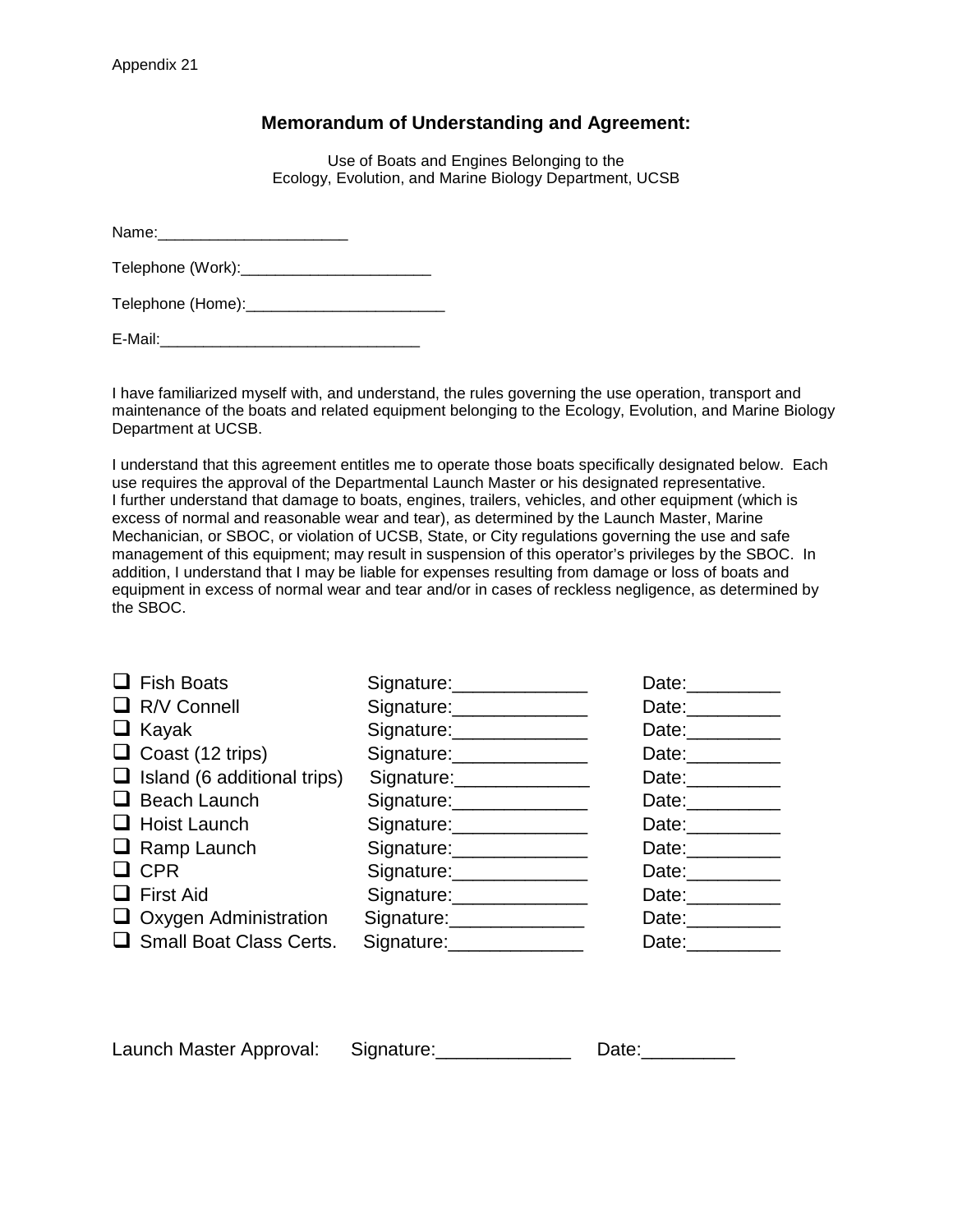Appendix 21

## Memorandum of Understanding and Agreement:

Use of Boats and Engines Belonging to the
Ecology, Evolution, and Marine Biology Department, UCSB

Name:______________________

Telephone (Work):______________________

Telephone (Home):_______________________

E-Mail:______________________________

I have familiarized myself with, and understand, the rules governing the use operation, transport and maintenance of the boats and related equipment belonging to the Ecology, Evolution, and Marine Biology Department at UCSB.

I understand that this agreement entitles me to operate those boats specifically designated below. Each use requires the approval of the Departmental Launch Master or his designated representative. I further understand that damage to boats, engines, trailers, vehicles, and other equipment (which is excess of normal and reasonable wear and tear), as determined by the Launch Master, Marine Mechanician, or SBOC, or violation of UCSB, State, or City regulations governing the use and safe management of this equipment; may result in suspension of this operator's privileges by the SBOC. In addition, I understand that I may be liable for expenses resulting from damage or loss of boats and equipment in excess of normal wear and tear and/or in cases of reckless negligence, as determined by the SBOC.

| | | |
|---|---|---|
| ❑ Fish Boats | Signature:_____________ | Date:_________ |
| ❑ R/V Connell | Signature:_____________ | Date:_________ |
| ❑ Kayak | Signature:_____________ | Date:_________ |
| ❑ Coast (12 trips) | Signature:_____________ | Date:_________ |
| ❑ Island (6 additional trips) | Signature:_____________ | Date:_________ |
| ❑ Beach Launch | Signature:_____________ | Date:_________ |
| ❑ Hoist Launch | Signature:_____________ | Date:_________ |
| ❑ Ramp Launch | Signature:_____________ | Date:_________ |
| ❑ CPR | Signature:_____________ | Date:_________ |
| ❑ First Aid | Signature:_____________ | Date:_________ |
| ❑ Oxygen Administration | Signature:_____________ | Date:_________ |
| ❑ Small Boat Class Certs. | Signature:_____________ | Date:_________ |

Launch Master Approval: Signature:_____________ Date:_________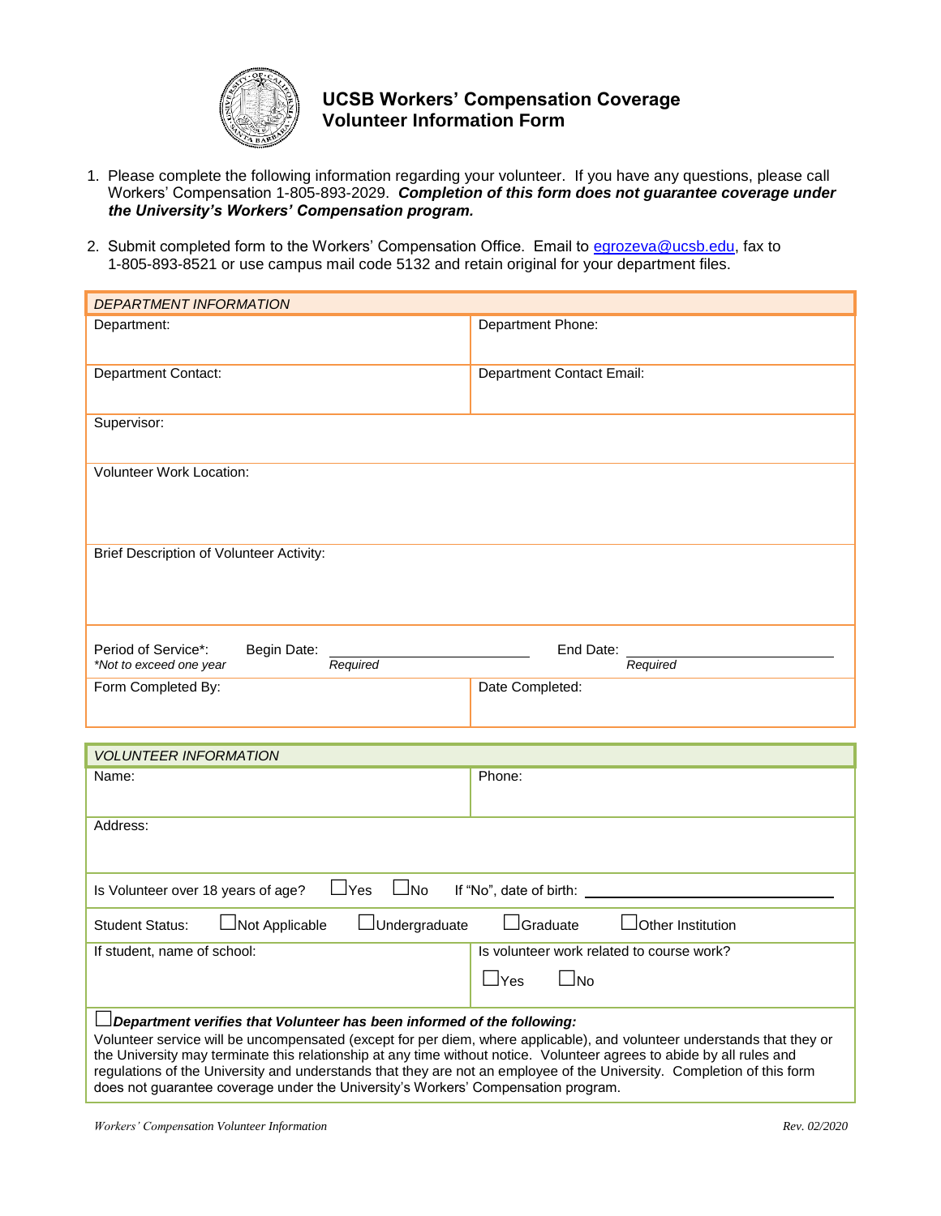# UCSB Workers' Compensation Coverage Volunteer Information Form

1. Please complete the following information regarding your volunteer. If you have any questions, please call Workers' Compensation 1-805-893-2029. ***Completion of this form does not guarantee coverage under the University's Workers' Compensation program.***

2. Submit completed form to the Workers' Compensation Office. Email to egrozeva@ucsb.edu, fax to 1-805-893-8521 or use campus mail code 5132 and retain original for your department files.

| *DEPARTMENT INFORMATION* | |
|---|---|
| Department: | Department Phone: |
| Department Contact: | Department Contact Email: |
| Supervisor: | |
| Volunteer Work Location: | |
| Brief Description of Volunteer Activity: | |
| Period of Service*: *Not to exceed one year* — Begin Date: ______ *Required* | End Date: ______ *Required* |
| Form Completed By: | Date Completed: |

| *VOLUNTEER INFORMATION* | |
|---|---|
| Name: | Phone: |
| Address: | |
| Is Volunteer over 18 years of age? ☐Yes ☐No | If "No", date of birth: ______ |
| Student Status: ☐Not Applicable ☐Undergraduate | ☐Graduate ☐Other Institution |
| If student, name of school: | Is volunteer work related to course work? ☐Yes ☐No |

☐***Department verifies that Volunteer has been informed of the following:***
Volunteer service will be uncompensated (except for per diem, where applicable), and volunteer understands that they or the University may terminate this relationship at any time without notice. Volunteer agrees to abide by all rules and regulations of the University and understands that they are not an employee of the University. Completion of this form does not guarantee coverage under the University's Workers' Compensation program.

*Workers' Compensation Volunteer Information* — Rev. 02/2020